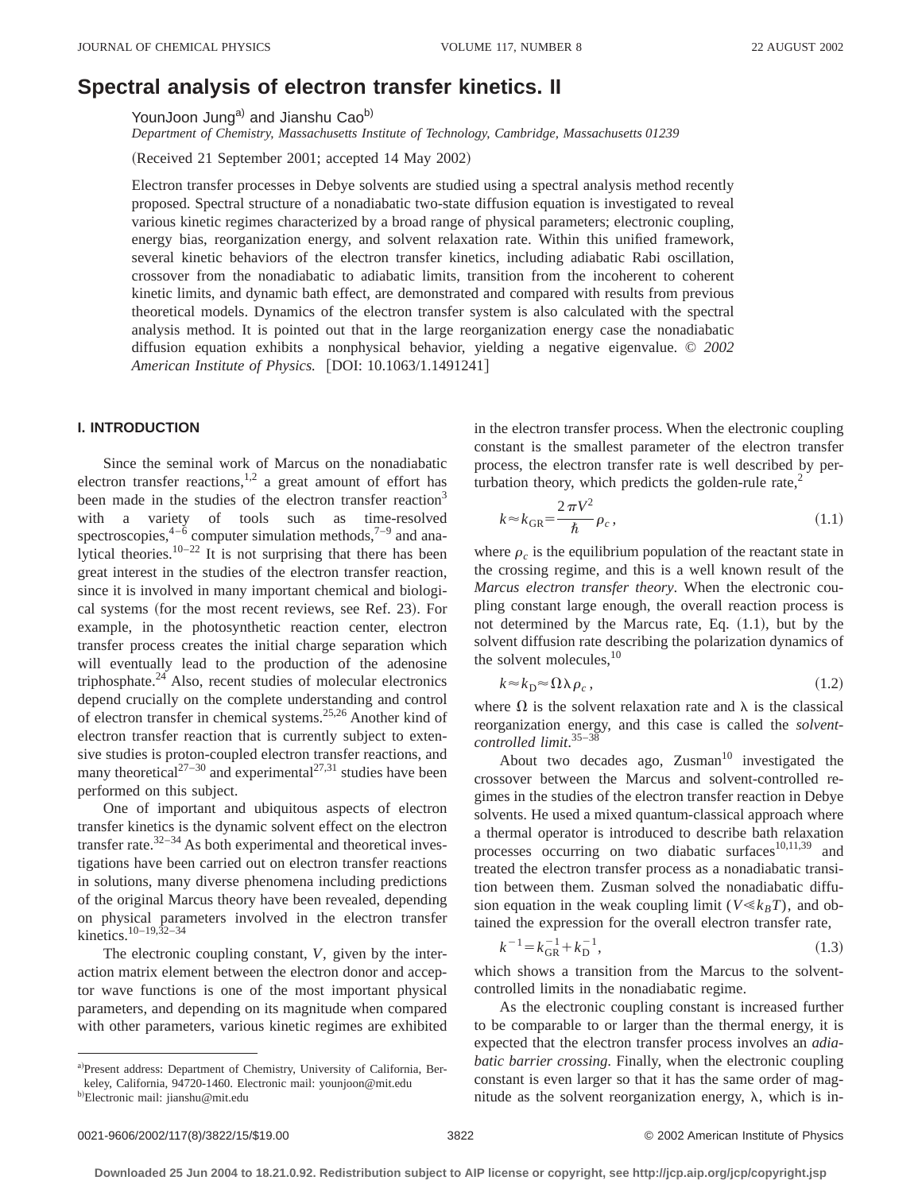# Spectral analysis of electron transfer kinetics. II

YounJoon Jung[a] and Jianshu Cao[b]

*Department of Chemistry, Massachusetts Institute of Technology, Cambridge, Massachusetts 01239*

(Received 21 September 2001; accepted 14 May 2002)

Electron transfer processes in Debye solvents are studied using a spectral analysis method recently proposed. Spectral structure of a nonadiabatic two-state diffusion equation is investigated to reveal various kinetic regimes characterized by a broad range of physical parameters; electronic coupling, energy bias, reorganization energy, and solvent relaxation rate. Within this unified framework, several kinetic behaviors of the electron transfer kinetics, including adiabatic Rabi oscillation, crossover from the nonadiabatic to adiabatic limits, transition from the incoherent to coherent kinetic limits, and dynamic bath effect, are demonstrated and compared with results from previous theoretical models. Dynamics of the electron transfer system is also calculated with the spectral analysis method. It is pointed out that in the large reorganization energy case the nonadiabatic diffusion equation exhibits a nonphysical behavior, yielding a negative eigenvalue. © *2002 American Institute of Physics.* [DOI: 10.1063/1.1491241]

## I. INTRODUCTION

Since the seminal work of Marcus on the nonadiabatic electron transfer reactions,[1,2] a great amount of effort has been made in the studies of the electron transfer reaction[3] with a variety of tools such as time-resolved spectroscopies,[4–6] computer simulation methods,[7–9] and analytical theories.[10–22] It is not surprising that there has been great interest in the studies of the electron transfer reaction, since it is involved in many important chemical and biological systems (for the most recent reviews, see Ref. 23). For example, in the photosynthetic reaction center, electron transfer process creates the initial charge separation which will eventually lead to the production of the adenosine triphosphate.[24] Also, recent studies of molecular electronics depend crucially on the complete understanding and control of electron transfer in chemical systems.[25,26] Another kind of electron transfer reaction that is currently subject to extensive studies is proton-coupled electron transfer reactions, and many theoretical[27–30] and experimental[27,31] studies have been performed on this subject.

One of important and ubiquitous aspects of electron transfer kinetics is the dynamic solvent effect on the electron transfer rate.[32–34] As both experimental and theoretical investigations have been carried out on electron transfer reactions in solutions, many diverse phenomena including predictions of the original Marcus theory have been revealed, depending on physical parameters involved in the electron transfer kinetics.[10–19,32–34]

The electronic coupling constant, $V$, given by the interaction matrix element between the electron donor and acceptor wave functions is one of the most important physical parameters, and depending on its magnitude when compared with other parameters, various kinetic regimes are exhibited in the electron transfer process. When the electronic coupling constant is the smallest parameter of the electron transfer process, the electron transfer rate is well described by perturbation theory, which predicts the golden-rule rate,[2]

$$k \approx k_{\mathrm{GR}} = \frac{2\pi V^2}{\hbar} \rho_c, \tag{1.1}$$

where $\rho_c$ is the equilibrium population of the reactant state in the crossing regime, and this is a well known result of the *Marcus electron transfer theory*. When the electronic coupling constant large enough, the overall reaction process is not determined by the Marcus rate, Eq. (1.1), but by the solvent diffusion rate describing the polarization dynamics of the solvent molecules,[10]

$$k \approx k_{\mathrm{D}} \approx \Omega \lambda \rho_c, \tag{1.2}$$

where $\Omega$ is the solvent relaxation rate and $\lambda$ is the classical reorganization energy, and this case is called the *solvent-controlled limit*.[35–38]

About two decades ago, Zusman[10] investigated the crossover between the Marcus and solvent-controlled regimes in the studies of the electron transfer reaction in Debye solvents. He used a mixed quantum-classical approach where a thermal operator is introduced to describe bath relaxation processes occurring on two diabatic surfaces[10,11,39] and treated the electron transfer process as a nonadiabatic transition between them. Zusman solved the nonadiabatic diffusion equation in the weak coupling limit ($V \ll k_B T$), and obtained the expression for the overall electron transfer rate,

$$k^{-1} = k_{\mathrm{GR}}^{-1} + k_{\mathrm{D}}^{-1}, \tag{1.3}$$

which shows a transition from the Marcus to the solvent-controlled limits in the nonadiabatic regime.

As the electronic coupling constant is increased further to be comparable to or larger than the thermal energy, it is expected that the electron transfer process involves an *adiabatic barrier crossing*. Finally, when the electronic coupling constant is even larger so that it has the same order of magnitude as the solvent reorganization energy, $\lambda$, which is in-

---

[a] Present address: Department of Chemistry, University of California, Berkeley, California, 94720-1460. Electronic mail: younjoon@mit.edu

[b] Electronic mail: jianshu@mit.edu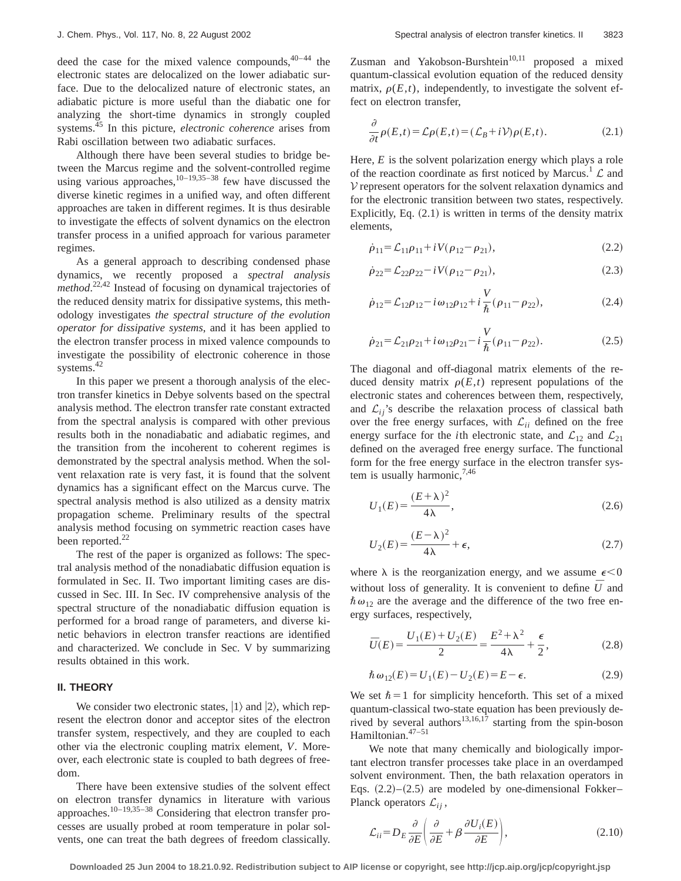deed the case for the mixed valence compounds,[40–44] the electronic states are delocalized on the lower adiabatic surface. Due to the delocalized nature of electronic states, an adiabatic picture is more useful than the diabatic one for analyzing the short-time dynamics in strongly coupled systems.[45] In this picture, *electronic coherence* arises from Rabi oscillation between two adiabatic surfaces.

Although there have been several studies to bridge between the Marcus regime and the solvent-controlled regime using various approaches,[10–19,35–38] few have discussed the diverse kinetic regimes in a unified way, and often different approaches are taken in different regimes. It is thus desirable to investigate the effects of solvent dynamics on the electron transfer process in a unified approach for various parameter regimes.

As a general approach to describing condensed phase dynamics, we recently proposed a *spectral analysis method*.[22,42] Instead of focusing on dynamical trajectories of the reduced density matrix for dissipative systems, this methodology investigates *the spectral structure of the evolution operator for dissipative systems*, and it has been applied to the electron transfer process in mixed valence compounds to investigate the possibility of electronic coherence in those systems.[42]

In this paper we present a thorough analysis of the electron transfer kinetics in Debye solvents based on the spectral analysis method. The electron transfer rate constant extracted from the spectral analysis is compared with other previous results both in the nonadiabatic and adiabatic regimes, and the transition from the incoherent to coherent regimes is demonstrated by the spectral analysis method. When the solvent relaxation rate is very fast, it is found that the solvent dynamics has a significant effect on the Marcus curve. The spectral analysis method is also utilized as a density matrix propagation scheme. Preliminary results of the spectral analysis method focusing on symmetric reaction cases have been reported.[22]

The rest of the paper is organized as follows: The spectral analysis method of the nonadiabatic diffusion equation is formulated in Sec. II. Two important limiting cases are discussed in Sec. III. In Sec. IV comprehensive analysis of the spectral structure of the nonadiabatic diffusion equation is performed for a broad range of parameters, and diverse kinetic behaviors in electron transfer reactions are identified and characterized. We conclude in Sec. V by summarizing results obtained in this work.

## II. THEORY

We consider two electronic states, $|1\rangle$ and $|2\rangle$, which represent the electron donor and acceptor sites of the electron transfer system, respectively, and they are coupled to each other via the electronic coupling matrix element, $V$. Moreover, each electronic state is coupled to bath degrees of freedom.

There have been extensive studies of the solvent effect on electron transfer dynamics in literature with various approaches.[10–19,35–38] Considering that electron transfer processes are usually probed at room temperature in polar solvents, one can treat the bath degrees of freedom classically. Zusman and Yakobson-Burshtein[10,11] proposed a mixed quantum-classical evolution equation of the reduced density matrix, $\rho(E,t)$, independently, to investigate the solvent effect on electron transfer,

$$\frac{\partial}{\partial t}\rho(E,t)=\mathcal{L}\rho(E,t)=(\mathcal{L}_B+i\mathcal{V})\rho(E,t). \tag{2.1}$$

Here, $E$ is the solvent polarization energy which plays a role of the reaction coordinate as first noticed by Marcus.[1] $\mathcal{L}$ and $\mathcal{V}$ represent operators for the solvent relaxation dynamics and for the electronic transition between two states, respectively. Explicitly, Eq. (2.1) is written in terms of the density matrix elements,

$$\dot{\rho}_{11}=\mathcal{L}_{11}\rho_{11}+iV(\rho_{12}-\rho_{21}), \tag{2.2}$$

$$\dot{\rho}_{22}=\mathcal{L}_{22}\rho_{22}-iV(\rho_{12}-\rho_{21}), \tag{2.3}$$

$$\dot{\rho}_{12}=\mathcal{L}_{12}\rho_{12}-i\omega_{12}\rho_{12}+i\frac{V}{\hbar}(\rho_{11}-\rho_{22}), \tag{2.4}$$

$$\dot{\rho}_{21}=\mathcal{L}_{21}\rho_{21}+i\omega_{12}\rho_{21}-i\frac{V}{\hbar}(\rho_{11}-\rho_{22}). \tag{2.5}$$

The diagonal and off-diagonal matrix elements of the reduced density matrix $\rho(E,t)$ represent populations of the electronic states and coherences between them, respectively, and $\mathcal{L}_{ij}$'s describe the relaxation process of classical bath over the free energy surfaces, with $\mathcal{L}_{ii}$ defined on the free energy surface for the $i$th electronic state, and $\mathcal{L}_{12}$ and $\mathcal{L}_{21}$ defined on the averaged free energy surface. The functional form for the free energy surface in the electron transfer system is usually harmonic,[7,46]

$$U_1(E)=\frac{(E+\lambda)^2}{4\lambda}, \tag{2.6}$$

$$U_2(E)=\frac{(E-\lambda)^2}{4\lambda}+\epsilon, \tag{2.7}$$

where $\lambda$ is the reorganization energy, and we assume $\epsilon<0$ without loss of generality. It is convenient to define $\bar{U}$ and $\hbar\omega_{12}$ are the average and the difference of the two free energy surfaces, respectively,

$$\bar{U}(E)=\frac{U_1(E)+U_2(E)}{2}=\frac{E^2+\lambda^2}{4\lambda}+\frac{\epsilon}{2}, \tag{2.8}$$

$$\hbar\omega_{12}(E)=U_1(E)-U_2(E)=E-\epsilon. \tag{2.9}$$

We set $\hbar=1$ for simplicity henceforth. This set of a mixed quantum-classical two-state equation has been previously derived by several authors[13,16,17] starting from the spin-boson Hamiltonian.[47–51]

We note that many chemically and biologically important electron transfer processes take place in an overdamped solvent environment. Then, the bath relaxation operators in Eqs. (2.2)–(2.5) are modeled by one-dimensional Fokker–Planck operators $\mathcal{L}_{ij}$,

$$\mathcal{L}_{ii}=D_E\frac{\partial}{\partial E}\left(\frac{\partial}{\partial E}+\beta\frac{\partial U_i(E)}{\partial E}\right), \tag{2.10}$$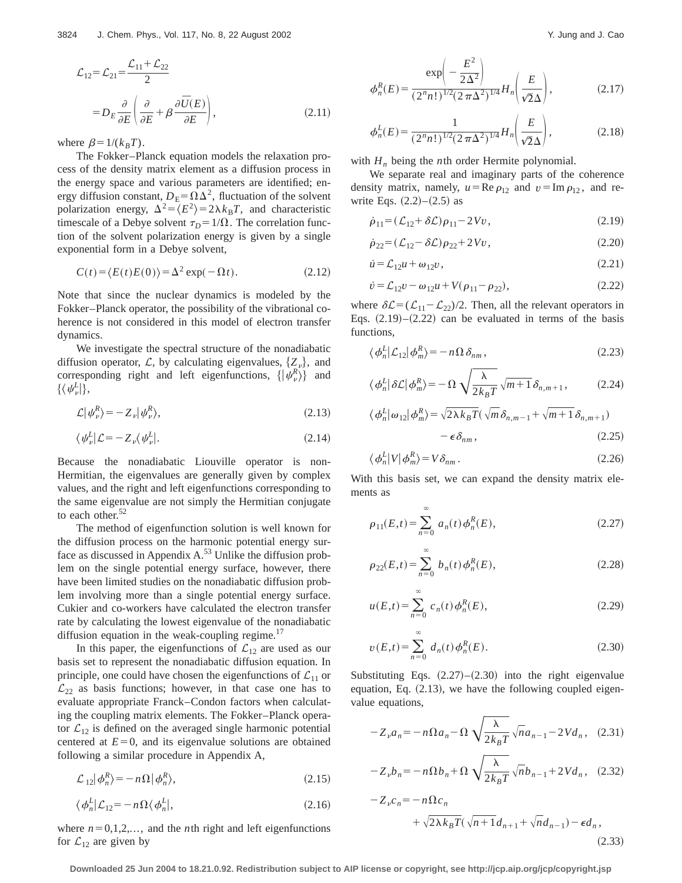$$\mathcal{L}_{12}=\mathcal{L}_{21}=\frac{\mathcal{L}_{11}+\mathcal{L}_{22}}{2}$$

$$=D_E\frac{\partial}{\partial E}\left(\frac{\partial}{\partial E}+\beta\frac{\partial\overline{U}(E)}{\partial E}\right), \tag{2.11}$$

where $\beta=1/(k_BT)$.

The Fokker–Planck equation models the relaxation process of the density matrix element as a diffusion process in the energy space and various parameters are identified; energy diffusion constant, $D_E=\Omega\Delta^2$, fluctuation of the solvent polarization energy, $\Delta^2=\langle E^2\rangle=2\lambda k_BT$, and characteristic timescale of a Debye solvent $\tau_D=1/\Omega$. The correlation function of the solvent polarization energy is given by a single exponential form in a Debye solvent,

$$C(t)=\langle E(t)E(0)\rangle=\Delta^2\exp(-\Omega t). \tag{2.12}$$

Note that since the nuclear dynamics is modeled by the Fokker–Planck operator, the possibility of the vibrational coherence is not considered in this model of electron transfer dynamics.

We investigate the spectral structure of the nonadiabatic diffusion operator, $\mathcal{L}$, by calculating eigenvalues, $\{Z_\nu\}$, and corresponding right and left eigenfunctions, $\{|\psi_\nu^R\rangle\}$ and $\{\langle\psi_\nu^L|\}$,

$$\mathcal{L}|\psi_\nu^R\rangle=-Z_\nu|\psi_\nu^R\rangle, \tag{2.13}$$

$$\langle\psi_\nu^L|\mathcal{L}=-Z_\nu\langle\psi_\nu^L|. \tag{2.14}$$

Because the nonadiabatic Liouville operator is non-Hermitian, the eigenvalues are generally given by complex values, and the right and left eigenfunctions corresponding to the same eigenvalue are not simply the Hermitian conjugate to each other.[52]

The method of eigenfunction solution is well known for the diffusion process on the harmonic potential energy surface as discussed in Appendix A.[53] Unlike the diffusion problem on the single potential energy surface, however, there have been limited studies on the nonadiabatic diffusion problem involving more than a single potential energy surface. Cukier and co-workers have calculated the electron transfer rate by calculating the lowest eigenvalue of the nonadiabatic diffusion equation in the weak-coupling regime.[17]

In this paper, the eigenfunctions of $\mathcal{L}_{12}$ are used as our basis set to represent the nonadiabatic diffusion equation. In principle, one could have chosen the eigenfunctions of $\mathcal{L}_{11}$ or $\mathcal{L}_{22}$ as basis functions; however, in that case one has to evaluate appropriate Franck–Condon factors when calculating the coupling matrix elements. The Fokker–Planck operator $\mathcal{L}_{12}$ is defined on the averaged single harmonic potential centered at $E=0$, and its eigenvalue solutions are obtained following a similar procedure in Appendix A,

$$\mathcal{L}_{12}|\phi_n^R\rangle=-n\Omega|\phi_n^R\rangle, \tag{2.15}$$

$$\langle\phi_n^L|\mathcal{L}_{12}=-n\Omega\langle\phi_n^L|, \tag{2.16}$$

where $n=0,1,2,\ldots$, and the $n$th right and left eigenfunctions for $\mathcal{L}_{12}$ are given by

$$\phi_n^R(E)=\frac{\exp\left(-\dfrac{E^2}{2\Delta^2}\right)}{(2^n n!)^{1/2}(2\pi\Delta^2)^{1/4}}H_n\left(\frac{E}{\sqrt{2}\Delta}\right), \tag{2.17}$$

$$\phi_n^L(E)=\frac{1}{(2^n n!)^{1/2}(2\pi\Delta^2)^{1/4}}H_n\left(\frac{E}{\sqrt{2}\Delta}\right), \tag{2.18}$$

with $H_n$ being the $n$th order Hermite polynomial.

We separate real and imaginary parts of the coherence density matrix, namely, $u=\mathrm{Re}\,\rho_{12}$ and $v=\mathrm{Im}\,\rho_{12}$, and rewrite Eqs. (2.2)–(2.5) as

$$\dot{\rho}_{11}=(\mathcal{L}_{12}+\delta\mathcal{L})\rho_{11}-2Vv, \tag{2.19}$$

$$\dot{\rho}_{22}=(\mathcal{L}_{12}-\delta\mathcal{L})\rho_{22}+2Vv, \tag{2.20}$$

$$\dot{u}=\mathcal{L}_{12}u+\omega_{12}v, \tag{2.21}$$

$$\dot{v}=\mathcal{L}_{12}v-\omega_{12}u+V(\rho_{11}-\rho_{22}), \tag{2.22}$$

where $\delta\mathcal{L}=(\mathcal{L}_{11}-\mathcal{L}_{22})/2$. Then, all the relevant operators in Eqs. (2.19)–(2.22) can be evaluated in terms of the basis functions,

$$\langle\phi_n^L|\mathcal{L}_{12}|\phi_m^R\rangle=-n\Omega\,\delta_{nm}, \tag{2.23}$$

$$\langle\phi_n^L|\delta\mathcal{L}|\phi_m^R\rangle=-\Omega\sqrt{\frac{\lambda}{2k_BT}}\sqrt{m+1}\,\delta_{n,m+1}, \tag{2.24}$$

$$\langle\phi_n^L|\omega_{12}|\phi_m^R\rangle=\sqrt{2\lambda k_BT}(\sqrt{m}\,\delta_{n,m-1}+\sqrt{m+1}\,\delta_{n,m+1})-\epsilon\,\delta_{nm}, \tag{2.25}$$

$$\langle\phi_n^L|V|\phi_m^R\rangle=V\delta_{nm}. \tag{2.26}$$

With this basis set, we can expand the density matrix elements as

$$\rho_{11}(E,t)=\sum_{n=0}^{\infty}a_n(t)\phi_n^R(E), \tag{2.27}$$

$$\rho_{22}(E,t)=\sum_{n=0}^{\infty}b_n(t)\phi_n^R(E), \tag{2.28}$$

$$u(E,t)=\sum_{n=0}^{\infty}c_n(t)\phi_n^R(E), \tag{2.29}$$

$$v(E,t)=\sum_{n=0}^{\infty}d_n(t)\phi_n^R(E). \tag{2.30}$$

Substituting Eqs. (2.27)–(2.30) into the right eigenvalue equation, Eq. (2.13), we have the following coupled eigenvalue equations,

$$-Z_\nu a_n=-n\Omega a_n-\Omega\sqrt{\frac{\lambda}{2k_BT}}\sqrt{n}\,a_{n-1}-2Vd_n, \tag{2.31}$$

$$-Z_\nu b_n=-n\Omega b_n+\Omega\sqrt{\frac{\lambda}{2k_BT}}\sqrt{n}\,b_{n-1}+2Vd_n, \tag{2.32}$$

$$-Z_\nu c_n=-n\Omega c_n+\sqrt{2\lambda k_BT}(\sqrt{n+1}\,d_{n+1}+\sqrt{n}\,d_{n-1})-\epsilon d_n, \tag{2.33}$$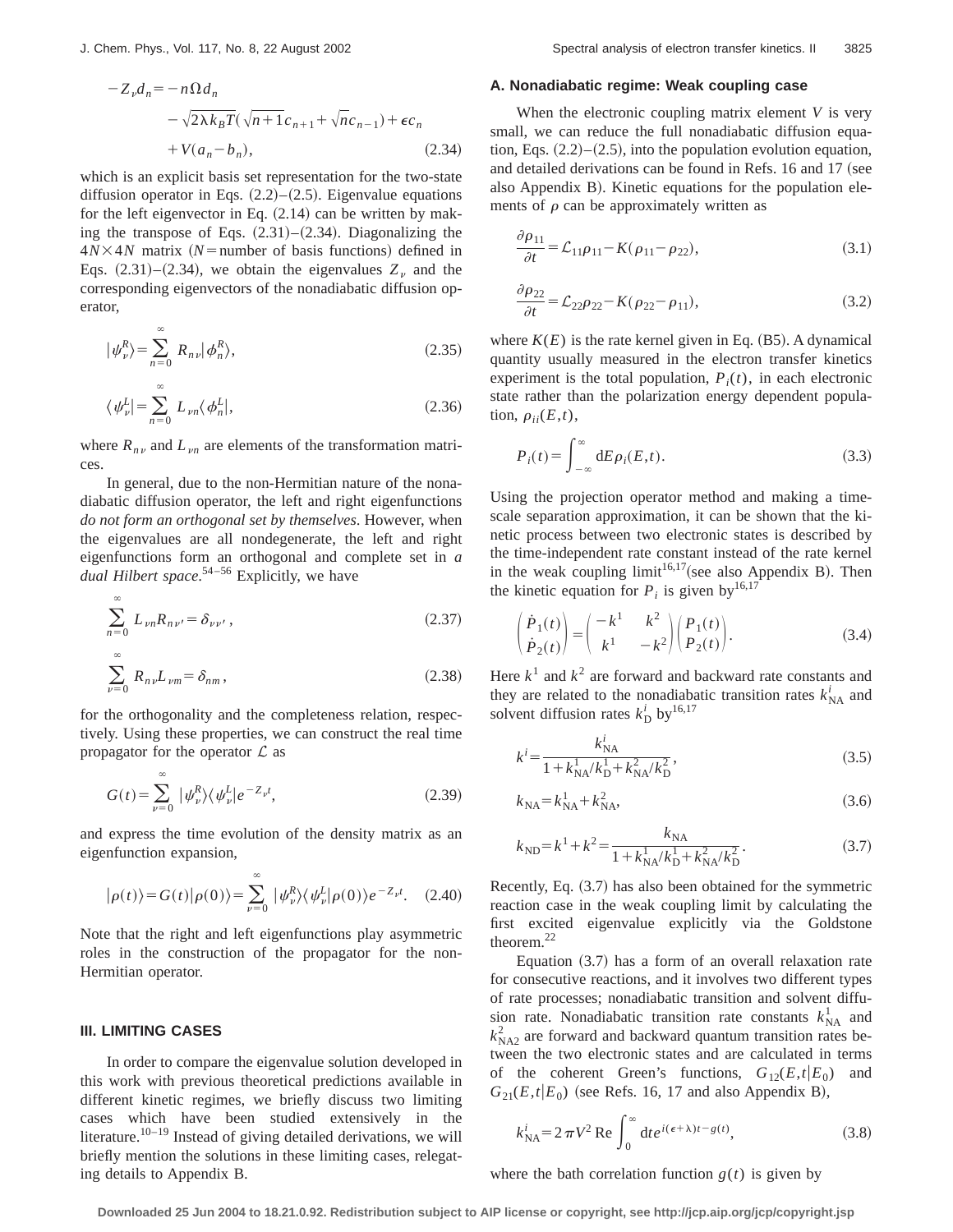$$
\begin{aligned}
-Z_\nu d_n = & -n\Omega d_n \\
& -\sqrt{2\lambda k_B T}(\sqrt{n+1}c_{n+1}+\sqrt{n}c_{n-1})+\epsilon c_n \\
& +V(a_n-b_n),
\end{aligned} \tag{2.34}
$$

which is an explicit basis set representation for the two-state diffusion operator in Eqs. (2.2)–(2.5). Eigenvalue equations for the left eigenvector in Eq. (2.14) can be written by making the transpose of Eqs. (2.31)–(2.34). Diagonalizing the $4N\times 4N$ matrix ($N$=number of basis functions) defined in Eqs. (2.31)–(2.34), we obtain the eigenvalues $Z_\nu$ and the corresponding eigenvectors of the nonadiabatic diffusion operator,

$$
|\psi_\nu^R\rangle = \sum_{n=0}^{\infty} R_{n\nu}|\phi_n^R\rangle, \tag{2.35}
$$

$$
\langle\psi_\nu^L| = \sum_{n=0}^{\infty} L_{\nu n}\langle\phi_n^L|, \tag{2.36}
$$

where $R_{n\nu}$ and $L_{\nu n}$ are elements of the transformation matrices.

In general, due to the non-Hermitian nature of the nonadiabatic diffusion operator, the left and right eigenfunctions *do not form an orthogonal set by themselves*. However, when the eigenvalues are all nondegenerate, the left and right eigenfunctions form an orthogonal and complete set in *a dual Hilbert space*.[54–56] Explicitly, we have

$$
\sum_{n=0}^{\infty} L_{\nu n}R_{n\nu'} = \delta_{\nu\nu'}, \tag{2.37}
$$

$$
\sum_{\nu=0}^{\infty} R_{n\nu}L_{\nu m} = \delta_{nm}, \tag{2.38}
$$

for the orthogonality and the completeness relation, respectively. Using these properties, we can construct the real time propagator for the operator $\mathcal{L}$ as

$$
G(t) = \sum_{\nu=0}^{\infty} |\psi_\nu^R\rangle\langle\psi_\nu^L| e^{-Z_\nu t}, \tag{2.39}
$$

and express the time evolution of the density matrix as an eigenfunction expansion,

$$
|\rho(t)\rangle = G(t)|\rho(0)\rangle = \sum_{\nu=0}^{\infty} |\psi_\nu^R\rangle\langle\psi_\nu^L|\rho(0)\rangle e^{-Z_\nu t}. \tag{2.40}
$$

Note that the right and left eigenfunctions play asymmetric roles in the construction of the propagator for the non-Hermitian operator.

## III. LIMITING CASES

In order to compare the eigenvalue solution developed in this work with previous theoretical predictions available in different kinetic regimes, we briefly discuss two limiting cases which have been studied extensively in the literature.[10–19] Instead of giving detailed derivations, we will briefly mention the solutions in these limiting cases, relegating details to Appendix B.

### A. Nonadiabatic regime: Weak coupling case

When the electronic coupling matrix element $V$ is very small, we can reduce the full nonadiabatic diffusion equation, Eqs. (2.2)–(2.5), into the population evolution equation, and detailed derivations can be found in Refs. 16 and 17 (see also Appendix B). Kinetic equations for the population elements of $\rho$ can be approximately written as

$$
\frac{\partial \rho_{11}}{\partial t} = \mathcal{L}_{11}\rho_{11} - K(\rho_{11}-\rho_{22}), \tag{3.1}
$$

$$
\frac{\partial \rho_{22}}{\partial t} = \mathcal{L}_{22}\rho_{22} - K(\rho_{22}-\rho_{11}), \tag{3.2}
$$

where $K(E)$ is the rate kernel given in Eq. (B5). A dynamical quantity usually measured in the electron transfer kinetics experiment is the total population, $P_i(t)$, in each electronic state rather than the polarization energy dependent population, $\rho_{ii}(E,t)$,

$$
P_i(t) = \int_{-\infty}^{\infty} \mathrm{d}E \rho_i(E,t). \tag{3.3}
$$

Using the projection operator method and making a time-scale separation approximation, it can be shown that the kinetic process between two electronic states is described by the time-independent rate constant instead of the rate kernel in the weak coupling limit[16,17] (see also Appendix B). Then the kinetic equation for $P_i$ is given by[16,17]

$$
\begin{pmatrix} \dot{P}_1(t) \\ \dot{P}_2(t) \end{pmatrix} = \begin{pmatrix} -k^1 & k^2 \\ k^1 & -k^2 \end{pmatrix} \begin{pmatrix} P_1(t) \\ P_2(t) \end{pmatrix}. \tag{3.4}
$$

Here $k^1$ and $k^2$ are forward and backward rate constants and they are related to the nonadiabatic transition rates $k_{\mathrm{NA}}^i$ and solvent diffusion rates $k_{\mathrm{D}}^i$ by[16,17]

$$
k^i = \frac{k_{\mathrm{NA}}^i}{1+k_{\mathrm{NA}}^1/k_{\mathrm{D}}^1 + k_{\mathrm{NA}}^2/k_{\mathrm{D}}^2}, \tag{3.5}
$$

$$
k_{\mathrm{NA}} = k_{\mathrm{NA}}^1 + k_{\mathrm{NA}}^2, \tag{3.6}
$$

$$
k_{\mathrm{ND}} = k^1 + k^2 = \frac{k_{\mathrm{NA}}}{1+k_{\mathrm{NA}}^1/k_{\mathrm{D}}^1 + k_{\mathrm{NA}}^2/k_{\mathrm{D}}^2}. \tag{3.7}
$$

Recently, Eq. (3.7) has also been obtained for the symmetric reaction case in the weak coupling limit by calculating the first excited eigenvalue explicitly via the Goldstone theorem.[22]

Equation (3.7) has a form of an overall relaxation rate for consecutive reactions, and it involves two different types of rate processes; nonadiabatic transition and solvent diffusion rate. Nonadiabatic transition rate constants $k_{\mathrm{NA}}^1$ and $k_{\mathrm{NA2}}^2$ are forward and backward quantum transition rates between the two electronic states and are calculated in terms of the coherent Green's functions, $G_{12}(E,t|E_0)$ and $G_{21}(E,t|E_0)$ (see Refs. 16, 17 and also Appendix B),

$$
k_{\mathrm{NA}}^i = 2\pi V^2 \,\mathrm{Re}\int_0^{\infty} \mathrm{d}t e^{i(\epsilon+\lambda)t - g(t)}, \tag{3.8}
$$

where the bath correlation function $g(t)$ is given by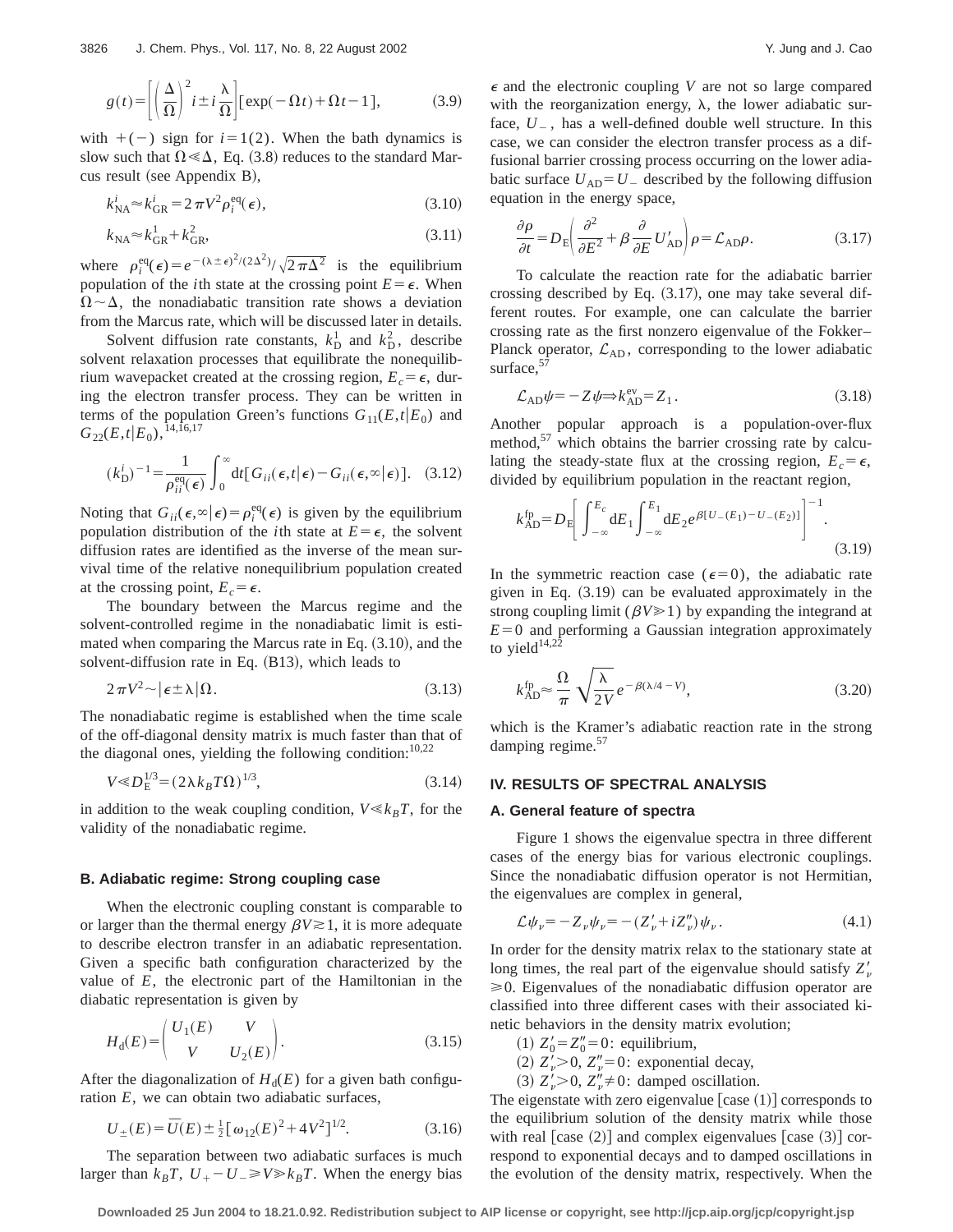$$g(t) = \left[ \left( \frac{\Delta}{\Omega} \right)^2 i \pm i \frac{\lambda}{\Omega} \right] [\exp(-\Omega t) + \Omega t - 1], \tag{3.9}$$

with $+(-)$ sign for $i=1(2)$. When the bath dynamics is slow such that $\Omega \ll \Delta$, Eq. (3.8) reduces to the standard Marcus result (see Appendix B),

$$k_{\mathrm{NA}}^{i} \approx k_{\mathrm{GR}}^{i} = 2\pi V^2 \rho_i^{\mathrm{eq}}(\epsilon), \tag{3.10}$$

$$k_{\mathrm{NA}} \approx k_{\mathrm{GR}}^{1} + k_{\mathrm{GR}}^{2}, \tag{3.11}$$

where $\rho_i^{\mathrm{eq}}(\epsilon) = e^{-(\lambda \pm \epsilon)^2/(2\Delta^2)}/\sqrt{2\pi\Delta^2}$ is the equilibrium population of the $i$th state at the crossing point $E=\epsilon$. When $\Omega \sim \Delta$, the nonadiabatic transition rate shows a deviation from the Marcus rate, which will be discussed later in details.

Solvent diffusion rate constants, $k_{\mathrm{D}}^{1}$ and $k_{\mathrm{D}}^{2}$, describe solvent relaxation processes that equilibrate the nonequilibrium wavepacket created at the crossing region, $E_c=\epsilon$, during the electron transfer process. They can be written in terms of the population Green's functions $G_{11}(E,t|E_0)$ and $G_{22}(E,t|E_0)$,[14,16,17]

$$(k_{\mathrm{D}}^{i})^{-1} = \frac{1}{\rho_{ii}^{\mathrm{eq}}(\epsilon)} \int_0^\infty \mathrm{d}t [G_{ii}(\epsilon,t|\epsilon) - G_{ii}(\epsilon,\infty|\epsilon)]. \tag{3.12}$$

Noting that $G_{ii}(\epsilon,\infty|\epsilon) = \rho_i^{\mathrm{eq}}(\epsilon)$ is given by the equilibrium population distribution of the $i$th state at $E=\epsilon$, the solvent diffusion rates are identified as the inverse of the mean survival time of the relative nonequilibrium population created at the crossing point, $E_c=\epsilon$.

The boundary between the Marcus regime and the solvent-controlled regime in the nonadiabatic limit is estimated when comparing the Marcus rate in Eq. (3.10), and the solvent-diffusion rate in Eq. (B13), which leads to

$$2\pi V^2 \sim |\epsilon \pm \lambda| \Omega. \tag{3.13}$$

The nonadiabatic regime is established when the time scale of the off-diagonal density matrix is much faster than that of the diagonal ones, yielding the following condition:[10,22]

$$V \ll D_{\mathrm{E}}^{1/3} = (2\lambda k_B T \Omega)^{1/3}, \tag{3.14}$$

in addition to the weak coupling condition, $V \ll k_B T$, for the validity of the nonadiabatic regime.

### B. Adiabatic regime: Strong coupling case

When the electronic coupling constant is comparable to or larger than the thermal energy $\beta V \gtrsim 1$, it is more adequate to describe electron transfer in an adiabatic representation. Given a specific bath configuration characterized by the value of $E$, the electronic part of the Hamiltonian in the diabatic representation is given by

$$H_{\mathrm{d}}(E) = \begin{pmatrix} U_1(E) & V \\ V & U_2(E) \end{pmatrix}. \tag{3.15}$$

After the diagonalization of $H_{\mathrm{d}}(E)$ for a given bath configuration $E$, we can obtain two adiabatic surfaces,

$$U_{\pm}(E) = \bar{U}(E) \pm \tfrac{1}{2}[\omega_{12}(E)^2 + 4V^2]^{1/2}. \tag{3.16}$$

The separation between two adiabatic surfaces is much larger than $k_B T$, $U_+ - U_- \geq V \gg k_B T$. When the energy bias $\epsilon$ and the electronic coupling $V$ are not so large compared with the reorganization energy, $\lambda$, the lower adiabatic surface, $U_-$, has a well-defined double well structure. In this case, we can consider the electron transfer process as a diffusional barrier crossing process occurring on the lower adiabatic surface $U_{\mathrm{AD}} = U_-$ described by the following diffusion equation in the energy space,

$$\frac{\partial \rho}{\partial t} = D_{\mathrm{E}} \left( \frac{\partial^2}{\partial E^2} + \beta \frac{\partial}{\partial E} U'_{\mathrm{AD}} \right) \rho = \mathcal{L}_{\mathrm{AD}} \rho. \tag{3.17}$$

To calculate the reaction rate for the adiabatic barrier crossing described by Eq. (3.17), one may take several different routes. For example, one can calculate the barrier crossing rate as the first nonzero eigenvalue of the Fokker–Planck operator, $\mathcal{L}_{\mathrm{AD}}$, corresponding to the lower adiabatic surface,[57]

$$\mathcal{L}_{\mathrm{AD}} \psi = -Z\psi \Rightarrow k_{\mathrm{AD}}^{\mathrm{ev}} = Z_1. \tag{3.18}$$

Another popular approach is a population-over-flux method,[57] which obtains the barrier crossing rate by calculating the steady-state flux at the crossing region, $E_c=\epsilon$, divided by equilibrium population in the reactant region,

$$k_{\mathrm{AD}}^{\mathrm{fp}} = D_{\mathrm{E}} \left[ \int_{-\infty}^{E_c} \mathrm{d}E_1 \int_{-\infty}^{E_1} \mathrm{d}E_2 e^{\beta[U_-(E_1) - U_-(E_2)]} \right]^{-1}. \tag{3.19}$$

In the symmetric reaction case ($\epsilon=0$), the adiabatic rate given in Eq. (3.19) can be evaluated approximately in the strong coupling limit ($\beta V \gg 1$) by expanding the integrand at $E=0$ and performing a Gaussian integration approximately to yield[14,22]

$$k_{\mathrm{AD}}^{\mathrm{fp}} \approx \frac{\Omega}{\pi} \sqrt{\frac{\lambda}{2V}} e^{-\beta(\lambda/4 - V)}, \tag{3.20}$$

which is the Kramer's adiabatic reaction rate in the strong damping regime.[57]

## IV. RESULTS OF SPECTRAL ANALYSIS

### A. General feature of spectra

Figure 1 shows the eigenvalue spectra in three different cases of the energy bias for various electronic couplings. Since the nonadiabatic diffusion operator is not Hermitian, the eigenvalues are complex in general,

$$\mathcal{L}\psi_\nu = -Z_\nu \psi_\nu = -(Z'_\nu + iZ''_\nu)\psi_\nu. \tag{4.1}$$

In order for the density matrix relax to the stationary state at long times, the real part of the eigenvalue should satisfy $Z'_\nu \geq 0$. Eigenvalues of the nonadiabatic diffusion operator are classified into three different cases with their associated kinetic behaviors in the density matrix evolution;

(1) $Z'_0 = Z''_0 = 0$: equilibrium,
(2) $Z'_\nu > 0$, $Z''_\nu = 0$: exponential decay,
(3) $Z'_\nu > 0$, $Z''_\nu \neq 0$: damped oscillation.

The eigenstate with zero eigenvalue [case (1)] corresponds to the equilibrium solution of the density matrix while those with real [case (2)] and complex eigenvalues [case (3)] correspond to exponential decays and to damped oscillations in the evolution of the density matrix, respectively. When the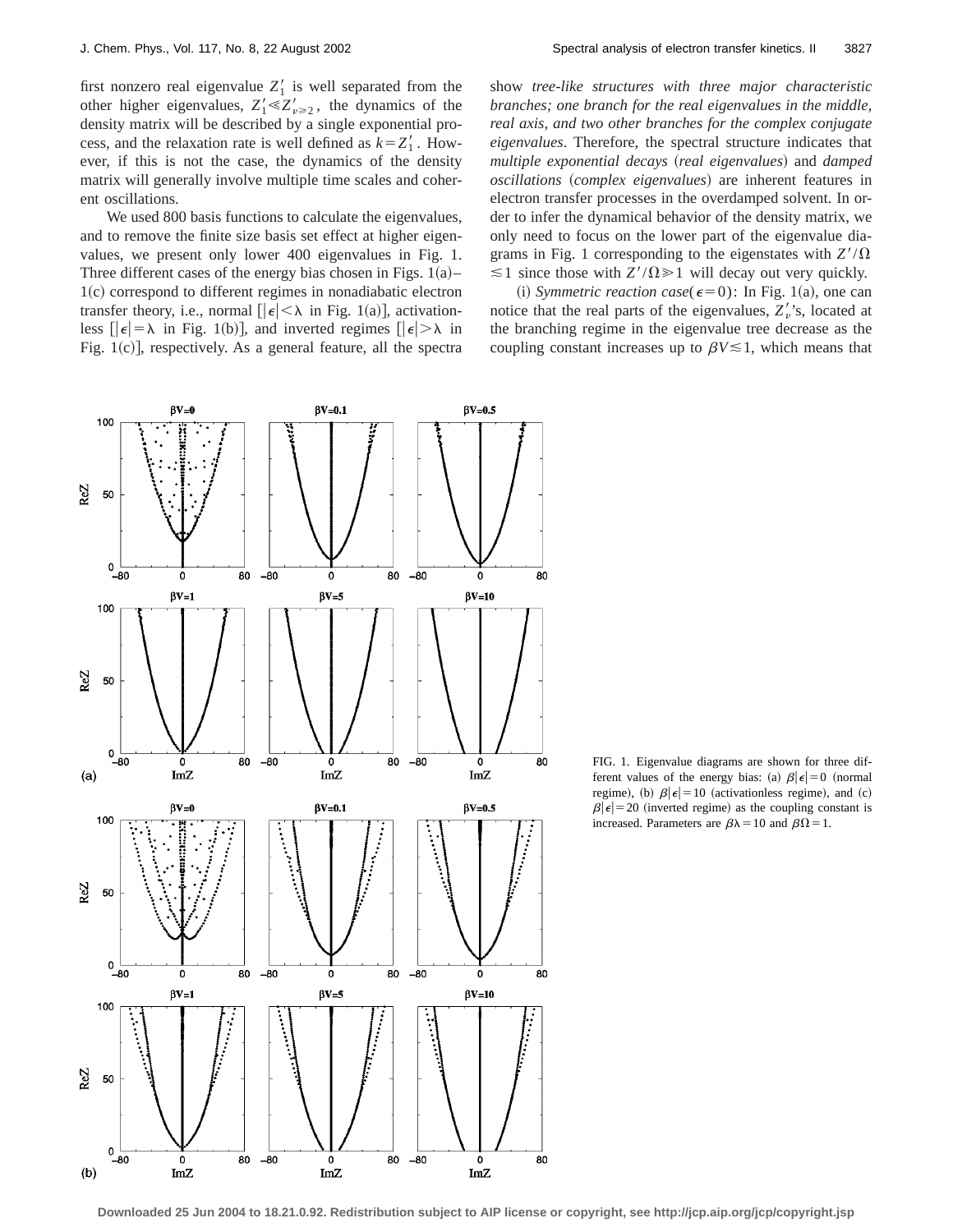first nonzero real eigenvalue $Z_1'$ is well separated from the other higher eigenvalues, $Z_1' \ll Z_{\nu\geq 2}'$, the dynamics of the density matrix will be described by a single exponential process, and the relaxation rate is well defined as $k = Z_1'$. However, if this is not the case, the dynamics of the density matrix will generally involve multiple time scales and coherent oscillations.

We used 800 basis functions to calculate the eigenvalues, and to remove the finite size basis set effect at higher eigenvalues, we present only lower 400 eigenvalues in Fig. 1. Three different cases of the energy bias chosen in Figs. 1(a)–1(c) correspond to different regimes in nonadiabatic electron transfer theory, i.e., normal [$|\epsilon| < \lambda$ in Fig. 1(a)], activationless [$|\epsilon| = \lambda$ in Fig. 1(b)], and inverted regimes [$|\epsilon| > \lambda$ in Fig. 1(c)], respectively. As a general feature, all the spectra show *tree-like structures with three major characteristic branches; one branch for the real eigenvalues in the middle, real axis, and two other branches for the complex conjugate eigenvalues*. Therefore, the spectral structure indicates that *multiple exponential decays* (*real eigenvalues*) and *damped oscillations* (*complex eigenvalues*) are inherent features in electron transfer processes in the overdamped solvent. In order to infer the dynamical behavior of the density matrix, we only need to focus on the lower part of the eigenvalue diagrams in Fig. 1 corresponding to the eigenstates with $Z'/\Omega \lesssim 1$ since those with $Z'/\Omega \gg 1$ will decay out very quickly.

(i) *Symmetric reaction case*($\epsilon = 0$): In Fig. 1(a), one can notice that the real parts of the eigenvalues, $Z_\nu'$'s, located at the branching regime in the eigenvalue tree decrease as the coupling constant increases up to $\beta V \lesssim 1$, which means that

(a)

βV=0

βV=0.1

βV=0.5

βV=1

βV=5

βV=10

ReZ

ImZ

100

50

0

−80

0

80

(b)

βV=0

βV=0.1

βV=0.5

βV=1

βV=5

βV=10

ReZ

ImZ

100

50

0

−80

0

80

FIG. 1. Eigenvalue diagrams are shown for three different values of the energy bias: (a) $\beta|\epsilon| = 0$ (normal regime), (b) $\beta|\epsilon| = 10$ (activationless regime), and (c) $\beta|\epsilon| = 20$ (inverted regime) as the coupling constant is increased. Parameters are $\beta\lambda = 10$ and $\beta\Omega = 1$.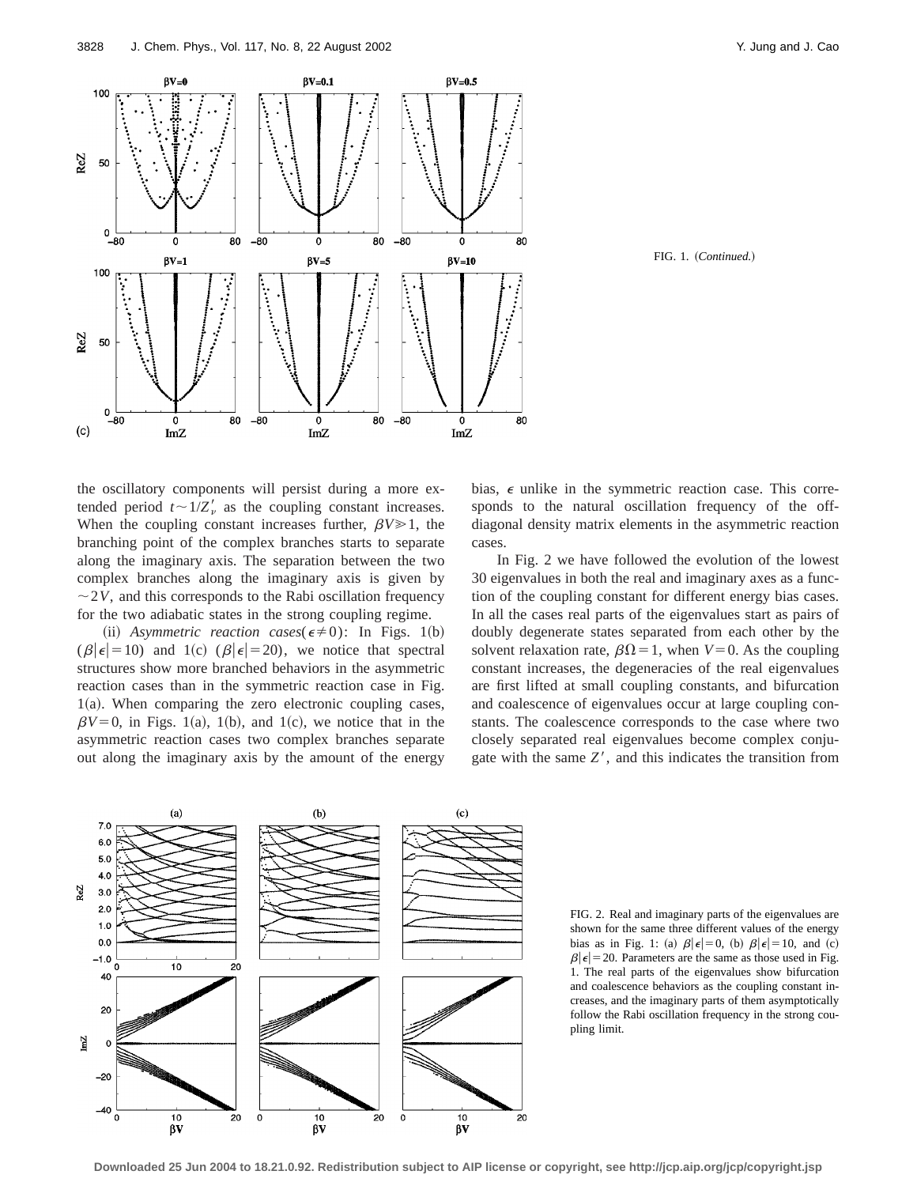βV=0

βV=0.1

βV=0.5

βV=1

βV=5

βV=10

ReZ

ImZ

100

50

0

−80

0

80

(c)

FIG. 1. (*Continued.*)

the oscillatory components will persist during a more extended period $t \sim 1/Z'_\nu$ as the coupling constant increases. When the coupling constant increases further, $\beta V \gg 1$, the branching point of the complex branches starts to separate along the imaginary axis. The separation between the two complex branches along the imaginary axis is given by $\sim 2V$, and this corresponds to the Rabi oscillation frequency for the two adiabatic states in the strong coupling regime.

(ii) *Asymmetric reaction cases* ($\epsilon \neq 0$): In Figs. 1(b) ($\beta|\epsilon|=10$) and 1(c) ($\beta|\epsilon|=20$), we notice that spectral structures show more branched behaviors in the asymmetric reaction cases than in the symmetric reaction case in Fig. 1(a). When comparing the zero electronic coupling cases, $\beta V=0$, in Figs. 1(a), 1(b), and 1(c), we notice that in the asymmetric reaction cases two complex branches separate out along the imaginary axis by the amount of the energy bias, $\epsilon$ unlike in the symmetric reaction case. This corresponds to the natural oscillation frequency of the off-diagonal density matrix elements in the asymmetric reaction cases.

In Fig. 2 we have followed the evolution of the lowest 30 eigenvalues in both the real and imaginary axes as a function of the coupling constant for different energy bias cases. In all the cases real parts of the eigenvalues start as pairs of doubly degenerate states separated from each other by the solvent relaxation rate, $\beta\Omega=1$, when $V=0$. As the coupling constant increases, the degeneracies of the real eigenvalues are first lifted at small coupling constants, and bifurcation and coalescence of eigenvalues occur at large coupling constants. The coalescence corresponds to the case where two closely separated real eigenvalues become complex conjugate with the same $Z'$, and this indicates the transition from

(a)

(b)

(c)

ReZ

ImZ

βV

FIG. 2. Real and imaginary parts of the eigenvalues are shown for the same three different values of the energy bias as in Fig. 1: (a) $\beta|\epsilon|=0$, (b) $\beta|\epsilon|=10$, and (c) $\beta|\epsilon|=20$. Parameters are the same as those used in Fig. 1. The real parts of the eigenvalues show bifurcation and coalescence behaviors as the coupling constant increases, and the imaginary parts of them asymptotically follow the Rabi oscillation frequency in the strong coupling limit.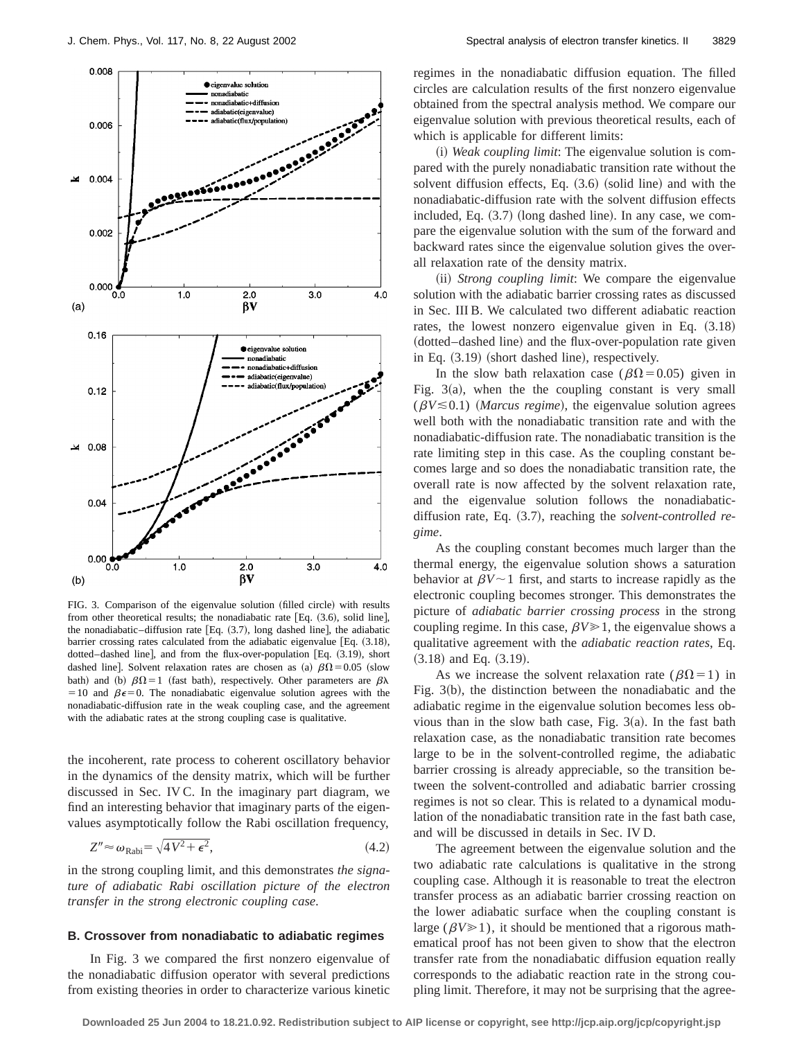FIG. 3. Comparison of the eigenvalue solution (filled circle) with results from other theoretical results; the nonadiabatic rate [Eq. (3.6), solid line], the nonadiabatic–diffusion rate [Eq. (3.7), long dashed line], the adiabatic barrier crossing rates calculated from the adiabatic eigenvalue [Eq. (3.18), dotted–dashed line], and from the flux-over-population [Eq. (3.19), short dashed line]. Solvent relaxation rates are chosen as (a) $\beta\Omega = 0.05$ (slow bath) and (b) $\beta\Omega = 1$ (fast bath), respectively. Other parameters are $\beta\lambda = 10$ and $\beta\epsilon = 0$. The nonadiabatic eigenvalue solution agrees with the nonadiabatic-diffusion rate in the weak coupling case, and the agreement with the adiabatic rates at the strong coupling case is qualitative.

the incoherent, rate process to coherent oscillatory behavior in the dynamics of the density matrix, which will be further discussed in Sec. IV C. In the imaginary part diagram, we find an interesting behavior that imaginary parts of the eigenvalues asymptotically follow the Rabi oscillation frequency,

$$Z'' \approx \omega_{\mathrm{Rabi}} = \sqrt{4V^2 + \epsilon^2}, \tag{4.2}$$

in the strong coupling limit, and this demonstrates *the signature of adiabatic Rabi oscillation picture of the electron transfer in the strong electronic coupling case*.

### B. Crossover from nonadiabatic to adiabatic regimes

In Fig. 3 we compared the first nonzero eigenvalue of the nonadiabatic diffusion operator with several predictions from existing theories in order to characterize various kinetic regimes in the nonadiabatic diffusion equation. The filled circles are calculation results of the first nonzero eigenvalue obtained from the spectral analysis method. We compare our eigenvalue solution with previous theoretical results, each of which is applicable for different limits:

(i) *Weak coupling limit*: The eigenvalue solution is compared with the purely nonadiabatic transition rate without the solvent diffusion effects, Eq. (3.6) (solid line) and with the nonadiabatic-diffusion rate with the solvent diffusion effects included, Eq. (3.7) (long dashed line). In any case, we compare the eigenvalue solution with the sum of the forward and backward rates since the eigenvalue solution gives the overall relaxation rate of the density matrix.

(ii) *Strong coupling limit*: We compare the eigenvalue solution with the adiabatic barrier crossing rates as discussed in Sec. III B. We calculated two different adiabatic reaction rates, the lowest nonzero eigenvalue given in Eq. (3.18) (dotted–dashed line) and the flux-over-population rate given in Eq. (3.19) (short dashed line), respectively.

In the slow bath relaxation case ($\beta\Omega = 0.05$) given in Fig. 3(a), when the the coupling constant is very small ($\beta V \lesssim 0.1$) (*Marcus regime*), the eigenvalue solution agrees well both with the nonadiabatic transition rate and with the nonadiabatic-diffusion rate. The nonadiabatic transition is the rate limiting step in this case. As the coupling constant becomes large and so does the nonadiabatic transition rate, the overall rate is now affected by the solvent relaxation rate, and the eigenvalue solution follows the nonadiabatic-diffusion rate, Eq. (3.7), reaching the *solvent-controlled regime*.

As the coupling constant becomes much larger than the thermal energy, the eigenvalue solution shows a saturation behavior at $\beta V \sim 1$ first, and starts to increase rapidly as the electronic coupling becomes stronger. This demonstrates the picture of *adiabatic barrier crossing process* in the strong coupling regime. In this case, $\beta V \gg 1$, the eigenvalue shows a qualitative agreement with the *adiabatic reaction rates*, Eq. (3.18) and Eq. (3.19).

As we increase the solvent relaxation rate ($\beta\Omega = 1$) in Fig. 3(b), the distinction between the nonadiabatic and the adiabatic regime in the eigenvalue solution becomes less obvious than in the slow bath case, Fig. 3(a). In the fast bath relaxation case, as the nonadiabatic transition rate becomes large to be in the solvent-controlled regime, the adiabatic barrier crossing is already appreciable, so the transition between the solvent-controlled and adiabatic barrier crossing regimes is not so clear. This is related to a dynamical modulation of the nonadiabatic transition rate in the fast bath case, and will be discussed in details in Sec. IV D.

The agreement between the eigenvalue solution and the two adiabatic rate calculations is qualitative in the strong coupling case. Although it is reasonable to treat the electron transfer process as an adiabatic barrier crossing reaction on the lower adiabatic surface when the coupling constant is large ($\beta V \gg 1$), it should be mentioned that a rigorous mathematical proof has not been given to show that the electron transfer rate from the nonadiabatic diffusion equation really corresponds to the adiabatic reaction rate in the strong coupling limit. Therefore, it may not be surprising that the agree-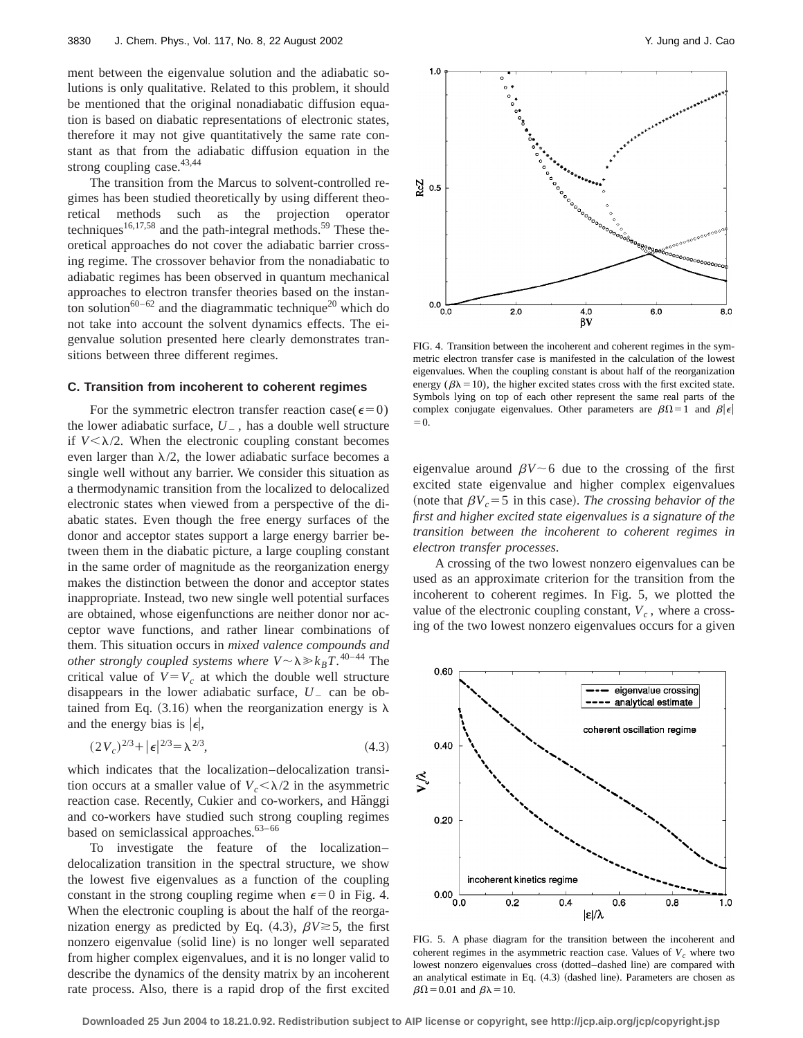ment between the eigenvalue solution and the adiabatic solutions is only qualitative. Related to this problem, it should be mentioned that the original nonadiabatic diffusion equation is based on diabatic representations of electronic states, therefore it may not give quantitatively the same rate constant as that from the adiabatic diffusion equation in the strong coupling case.[43,44]

The transition from the Marcus to solvent-controlled regimes has been studied theoretically by using different theoretical methods such as the projection operator techniques[16,17,58] and the path-integral methods.[59] These theoretical approaches do not cover the adiabatic barrier crossing regime. The crossover behavior from the nonadiabatic to adiabatic regimes has been observed in quantum mechanical approaches to electron transfer theories based on the instanton solution[60–62] and the diagrammatic technique[20] which do not take into account the solvent dynamics effects. The eigenvalue solution presented here clearly demonstrates transitions between three different regimes.

### C. Transition from incoherent to coherent regimes

For the symmetric electron transfer reaction case($\epsilon=0$) the lower adiabatic surface, $U_-$, has a double well structure if $V<\lambda/2$. When the electronic coupling constant becomes even larger than $\lambda/2$, the lower adiabatic surface becomes a single well without any barrier. We consider this situation as a thermodynamic transition from the localized to delocalized electronic states when viewed from a perspective of the diabatic states. Even though the free energy surfaces of the donor and acceptor states support a large energy barrier between them in the diabatic picture, a large coupling constant in the same order of magnitude as the reorganization energy makes the distinction between the donor and acceptor states inappropriate. Instead, two new single well potential surfaces are obtained, whose eigenfunctions are neither donor nor acceptor wave functions, and rather linear combinations of them. This situation occurs in *mixed valence compounds and other strongly coupled systems where $V\sim\lambda\gg k_BT$*.[40–44] The critical value of $V=V_c$ at which the double well structure disappears in the lower adiabatic surface, $U_-$ can be obtained from Eq. (3.16) when the reorganization energy is $\lambda$ and the energy bias is $|\epsilon|$,

$$(2V_c)^{2/3}+|\epsilon|^{2/3}=\lambda^{2/3}, \tag{4.3}$$

which indicates that the localization–delocalization transition occurs at a smaller value of $V_c<\lambda/2$ in the asymmetric reaction case. Recently, Cukier and co-workers, and Hänggi and co-workers have studied such strong coupling regimes based on semiclassical approaches.[63–66]

To investigate the feature of the localization–delocalization transition in the spectral structure, we show the lowest five eigenvalues as a function of the coupling constant in the strong coupling regime when $\epsilon=0$ in Fig. 4. When the electronic coupling is about the half of the reorganization energy as predicted by Eq. (4.3), $\beta V\gtrsim5$, the first nonzero eigenvalue (solid line) is no longer well separated from higher complex eigenvalues, and it is no longer valid to describe the dynamics of the density matrix by an incoherent rate process. Also, there is a rapid drop of the first excited

ReZ
βV
1.0
0.5
0.0
0.0
2.0
4.0
6.0
8.0

FIG. 4. Transition between the incoherent and coherent regimes in the symmetric electron transfer case is manifested in the calculation of the lowest eigenvalues. When the coupling constant is about half of the reorganization energy ($\beta\lambda=10$), the higher excited states cross with the first excited state. Symbols lying on top of each other represent the same real parts of the complex conjugate eigenvalues. Other parameters are $\beta\Omega=1$ and $\beta|\epsilon|=0$.

eigenvalue around $\beta V\sim6$ due to the crossing of the first excited state eigenvalue and higher complex eigenvalues (note that $\beta V_c=5$ in this case). *The crossing behavior of the first and higher excited state eigenvalues is a signature of the transition between the incoherent to coherent regimes in electron transfer processes*.

A crossing of the two lowest nonzero eigenvalues can be used as an approximate criterion for the transition from the incoherent to coherent regimes. In Fig. 5, we plotted the value of the electronic coupling constant, $V_c$, where a crossing of the two lowest nonzero eigenvalues occurs for a given

eigenvalue crossing
analytical estimate
coherent oscillation regime
incoherent kinetics regime
$V_c/\lambda$
$|\epsilon|/\lambda$
0.60
0.40
0.20
0.00
0.0
0.2
0.4
0.6
0.8
1.0

FIG. 5. A phase diagram for the transition between the incoherent and coherent regimes in the asymmetric reaction case. Values of $V_c$ where two lowest nonzero eigenvalues cross (dotted–dashed line) are compared with an analytical estimate in Eq. (4.3) (dashed line). Parameters are chosen as $\beta\Omega=0.01$ and $\beta\lambda=10$.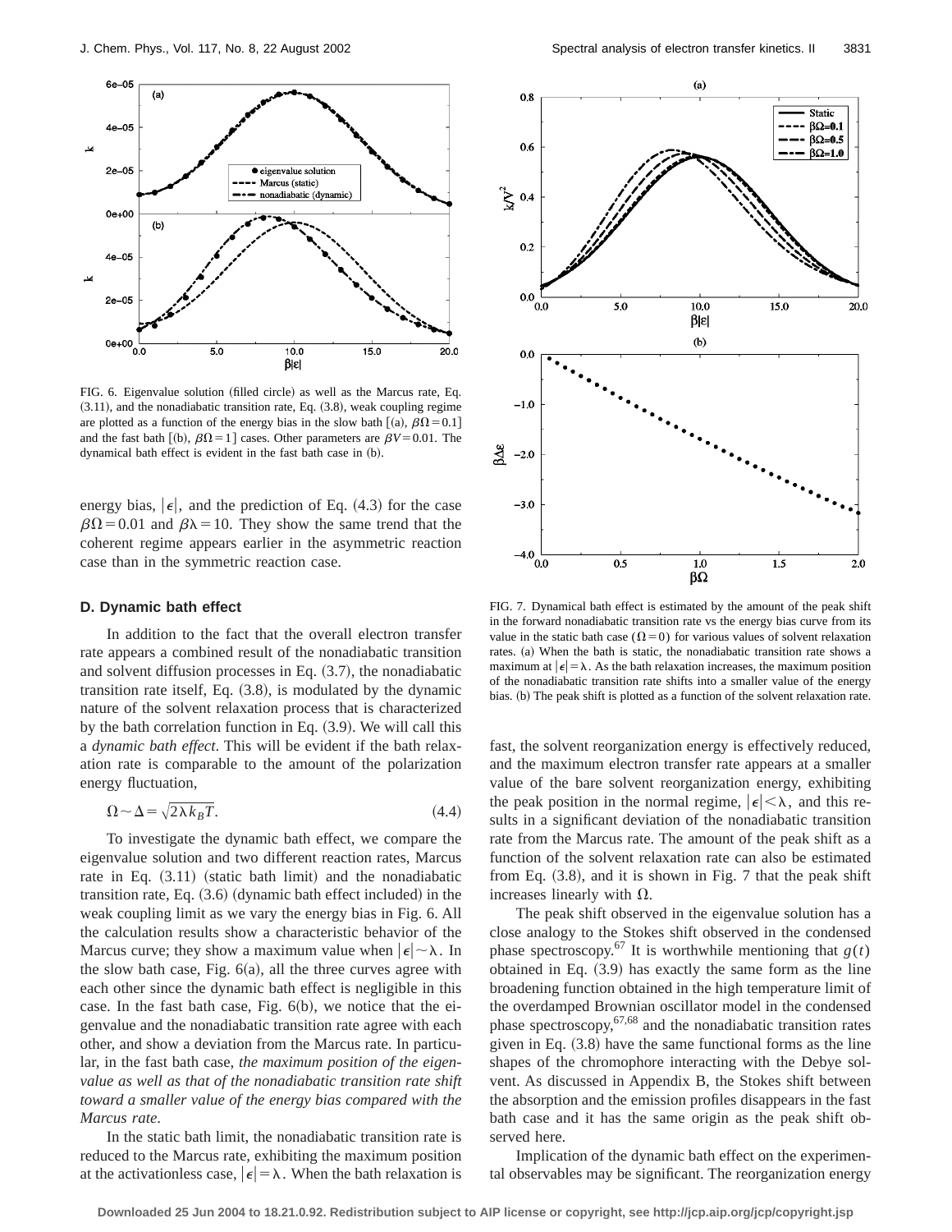(a)

6e−05

4e−05

k

2e−05

0e+00

● eigenvalue solution

Marcus (static)

nonadiabatic (dynamic)

(b)

4e−05

k

2e−05

0e+00

0.0 5.0 10.0 15.0 20.0

$\beta|\epsilon|$

FIG. 6. Eigenvalue solution (filled circle) as well as the Marcus rate, Eq. (3.11), and the nonadiabatic transition rate, Eq. (3.8), weak coupling regime are plotted as a function of the energy bias in the slow bath [(a), $\beta\Omega=0.1$] and the fast bath [(b), $\beta\Omega=1$] cases. Other parameters are $\beta V=0.01$. The dynamical bath effect is evident in the fast bath case in (b).

energy bias, $|\epsilon|$, and the prediction of Eq. (4.3) for the case $\beta\Omega=0.01$ and $\beta\lambda=10$. They show the same trend that the coherent regime appears earlier in the asymmetric reaction case than in the symmetric reaction case.

### D. Dynamic bath effect

In addition to the fact that the overall electron transfer rate appears a combined result of the nonadiabatic transition and solvent diffusion processes in Eq. (3.7), the nonadiabatic transition rate itself, Eq. (3.8), is modulated by the dynamic nature of the solvent relaxation process that is characterized by the bath correlation function in Eq. (3.9). We will call this a *dynamic bath effect*. This will be evident if the bath relaxation rate is comparable to the amount of the polarization energy fluctuation,

$$\Omega\sim\Delta=\sqrt{2\lambda k_BT}. \tag{4.4}$$

To investigate the dynamic bath effect, we compare the eigenvalue solution and two different reaction rates, Marcus rate in Eq. (3.11) (static bath limit) and the nonadiabatic transition rate, Eq. (3.6) (dynamic bath effect included) in the weak coupling limit as we vary the energy bias in Fig. 6. All the calculation results show a characteristic behavior of the Marcus curve; they show a maximum value when $|\epsilon|\sim\lambda$. In the slow bath case, Fig. 6(a), all the three curves agree with each other since the dynamic bath effect is negligible in this case. In the fast bath case, Fig. 6(b), we notice that the eigenvalue and the nonadiabatic transition rate agree with each other, and show a deviation from the Marcus rate. In particular, in the fast bath case, *the maximum position of the eigenvalue as well as that of the nonadiabatic transition rate shift toward a smaller value of the energy bias compared with the Marcus rate*.

In the static bath limit, the nonadiabatic transition rate is reduced to the Marcus rate, exhibiting the maximum position at the activationless case, $|\epsilon|=\lambda$. When the bath relaxation is fast, the solvent reorganization energy is effectively reduced, and the maximum electron transfer rate appears at a smaller value of the bare solvent reorganization energy, exhibiting the peak position in the normal regime, $|\epsilon|<\lambda$, and this results in a significant deviation of the nonadiabatic transition rate from the Marcus rate. The amount of the peak shift as a function of the solvent relaxation rate can also be estimated from Eq. (3.8), and it is shown in Fig. 7 that the peak shift increases linearly with $\Omega$.

(a)

0.8

0.6

$k/V^2$

0.4

0.2

0.0

Static

$\beta\Omega$=0.1

$\beta\Omega$=0.5

$\beta\Omega$=1.0

0.0 5.0 10.0 15.0 20.0

$\beta|\epsilon|$

(b)

0.0

−1.0

$\beta\Delta\epsilon$

−2.0

−3.0

−4.0

0.0 0.5 1.0 1.5 2.0

$\beta\Omega$

FIG. 7. Dynamical bath effect is estimated by the amount of the peak shift in the forward nonadiabatic transition rate vs the energy bias curve from its value in the static bath case ($\Omega=0$) for various values of solvent relaxation rates. (a) When the bath is static, the nonadiabatic transition rate shows a maximum at $|\epsilon|=\lambda$. As the bath relaxation increases, the maximum position of the nonadiabatic transition rate shifts into a smaller value of the energy bias. (b) The peak shift is plotted as a function of the solvent relaxation rate.

The peak shift observed in the eigenvalue solution has a close analogy to the Stokes shift observed in the condensed phase spectroscopy.[67] It is worthwhile mentioning that $g(t)$ obtained in Eq. (3.9) has exactly the same form as the line broadening function obtained in the high temperature limit of the overdamped Brownian oscillator model in the condensed phase spectroscopy,[67,68] and the nonadiabatic transition rates given in Eq. (3.8) have the same functional forms as the line shapes of the chromophore interacting with the Debye solvent. As discussed in Appendix B, the Stokes shift between the absorption and the emission profiles disappears in the fast bath case and it has the same origin as the peak shift observed here.

Implication of the dynamic bath effect on the experimental observables may be significant. The reorganization energy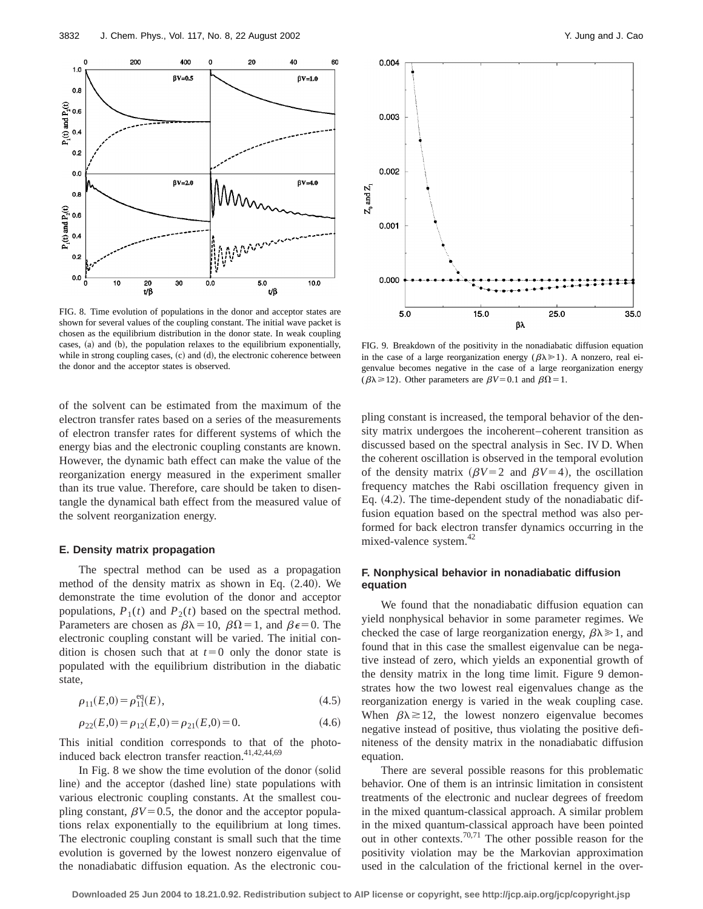0 200 400 0 20 40 60

1.0

0.8

0.6

0.4

0.2

0.0

$\beta V=0.5$

$\beta V=1.0$

$P_1(t)$ and $P_2(t)$

0.8

0.6

0.4

0.2

0.0

$\beta V=2.0$

$\beta V=4.0$

$P_1(t)$ and $P_2(t)$

0 10 20 30 0.0 5.0 10.0

$t/\beta$ $t/\beta$

FIG. 8. Time evolution of populations in the donor and acceptor states are shown for several values of the coupling constant. The initial wave packet is chosen as the equilibrium distribution in the donor state. In weak coupling cases, (a) and (b), the population relaxes to the equilibrium exponentially, while in strong coupling cases, (c) and (d), the electronic coherence between the donor and the acceptor states is observed.

0.004

0.003

0.002

0.001

0.000

$Z_0$ and $Z_1$

5.0 15.0 25.0 35.0

$\beta\lambda$

FIG. 9. Breakdown of the positivity in the nonadiabatic diffusion equation in the case of a large reorganization energy ($\beta\lambda \gg 1$). A nonzero, real eigenvalue becomes negative in the case of a large reorganization energy ($\beta\lambda \gtrsim 12$). Other parameters are $\beta V = 0.1$ and $\beta\Omega = 1$.

of the solvent can be estimated from the maximum of the electron transfer rates based on a series of the measurements of electron transfer rates for different systems of which the energy bias and the electronic coupling constants are known. However, the dynamic bath effect can make the value of the reorganization energy measured in the experiment smaller than its true value. Therefore, care should be taken to disentangle the dynamical bath effect from the measured value of the solvent reorganization energy.

### E. Density matrix propagation

The spectral method can be used as a propagation method of the density matrix as shown in Eq. (2.40). We demonstrate the time evolution of the donor and acceptor populations, $P_1(t)$ and $P_2(t)$ based on the spectral method. Parameters are chosen as $\beta\lambda = 10$, $\beta\Omega = 1$, and $\beta\epsilon = 0$. The electronic coupling constant will be varied. The initial condition is chosen such that at $t = 0$ only the donor state is populated with the equilibrium distribution in the diabatic state,

$$\rho_{11}(E,0) = \rho_{11}^{\mathrm{eq}}(E), \tag{4.5}$$

$$\rho_{22}(E,0) = \rho_{12}(E,0) = \rho_{21}(E,0) = 0. \tag{4.6}$$

This initial condition corresponds to that of the photoinduced back electron transfer reaction.[41,42,44,69]

In Fig. 8 we show the time evolution of the donor (solid line) and the acceptor (dashed line) state populations with various electronic coupling constants. At the smallest coupling constant, $\beta V = 0.5$, the donor and the acceptor populations relax exponentially to the equilibrium at long times. The electronic coupling constant is small such that the time evolution is governed by the lowest nonzero eigenvalue of the nonadiabatic diffusion equation. As the electronic coupling constant is increased, the temporal behavior of the density matrix undergoes the incoherent–coherent transition as discussed based on the spectral analysis in Sec. IV D. When the coherent oscillation is observed in the temporal evolution of the density matrix ($\beta V = 2$ and $\beta V = 4$), the oscillation frequency matches the Rabi oscillation frequency given in Eq. (4.2). The time-dependent study of the nonadiabatic diffusion equation based on the spectral method was also performed for back electron transfer dynamics occurring in the mixed-valence system.[42]

### F. Nonphysical behavior in nonadiabatic diffusion equation

We found that the nonadiabatic diffusion equation can yield nonphysical behavior in some parameter regimes. We checked the case of large reorganization energy, $\beta\lambda \gg 1$, and found that in this case the smallest eigenvalue can be negative instead of zero, which yields an exponential growth of the density matrix in the long time limit. Figure 9 demonstrates how the two lowest real eigenvalues change as the reorganization energy is varied in the weak coupling case. When $\beta\lambda \gtrsim 12$, the lowest nonzero eigenvalue becomes negative instead of positive, thus violating the positive definiteness of the density matrix in the nonadiabatic diffusion equation.

There are several possible reasons for this problematic behavior. One of them is an intrinsic limitation in consistent treatments of the electronic and nuclear degrees of freedom in the mixed quantum-classical approach. A similar problem in the mixed quantum-classical approach have been pointed out in other contexts.[70,71] The other possible reason for the positivity violation may be the Markovian approximation used in the calculation of the frictional kernel in the over-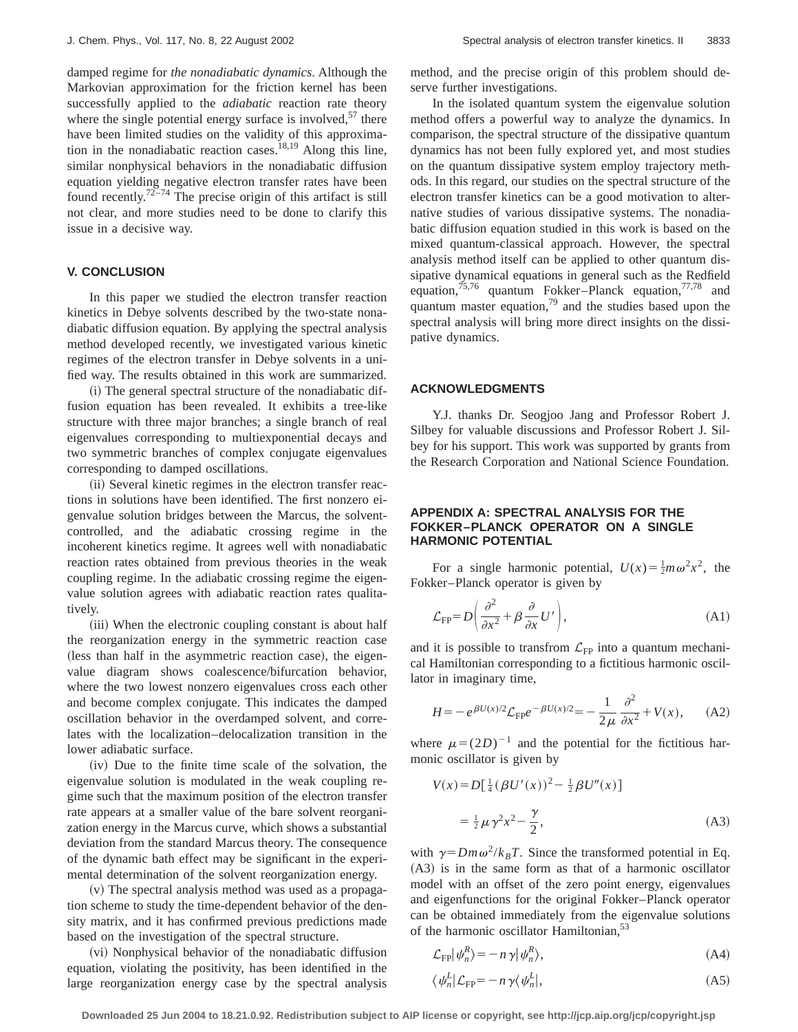damped regime for *the nonadiabatic dynamics*. Although the Markovian approximation for the friction kernel has been successfully applied to the *adiabatic* reaction rate theory where the single potential energy surface is involved,[57] there have been limited studies on the validity of this approximation in the nonadiabatic reaction cases.[18,19] Along this line, similar nonphysical behaviors in the nonadiabatic diffusion equation yielding negative electron transfer rates have been found recently.[72–74] The precise origin of this artifact is still not clear, and more studies need to be done to clarify this issue in a decisive way.

## V. CONCLUSION

In this paper we studied the electron transfer reaction kinetics in Debye solvents described by the two-state nonadiabatic diffusion equation. By applying the spectral analysis method developed recently, we investigated various kinetic regimes of the electron transfer in Debye solvents in a unified way. The results obtained in this work are summarized.

(i) The general spectral structure of the nonadiabatic diffusion equation has been revealed. It exhibits a tree-like structure with three major branches; a single branch of real eigenvalues corresponding to multiexponential decays and two symmetric branches of complex conjugate eigenvalues corresponding to damped oscillations.

(ii) Several kinetic regimes in the electron transfer reactions in solutions have been identified. The first nonzero eigenvalue solution bridges between the Marcus, the solvent-controlled, and the adiabatic crossing regime in the incoherent kinetics regime. It agrees well with nonadiabatic reaction rates obtained from previous theories in the weak coupling regime. In the adiabatic crossing regime the eigenvalue solution agrees with adiabatic reaction rates qualitatively.

(iii) When the electronic coupling constant is about half the reorganization energy in the symmetric reaction case (less than half in the asymmetric reaction case), the eigenvalue diagram shows coalescence/bifurcation behavior, where the two lowest nonzero eigenvalues cross each other and become complex conjugate. This indicates the damped oscillation behavior in the overdamped solvent, and correlates with the localization–delocalization transition in the lower adiabatic surface.

(iv) Due to the finite time scale of the solvation, the eigenvalue solution is modulated in the weak coupling regime such that the maximum position of the electron transfer rate appears at a smaller value of the bare solvent reorganization energy in the Marcus curve, which shows a substantial deviation from the standard Marcus theory. The consequence of the dynamic bath effect may be significant in the experimental determination of the solvent reorganization energy.

(v) The spectral analysis method was used as a propagation scheme to study the time-dependent behavior of the density matrix, and it has confirmed previous predictions made based on the investigation of the spectral structure.

(vi) Nonphysical behavior of the nonadiabatic diffusion equation, violating the positivity, has been identified in the large reorganization energy case by the spectral analysis method, and the precise origin of this problem should deserve further investigations.

In the isolated quantum system the eigenvalue solution method offers a powerful way to analyze the dynamics. In comparison, the spectral structure of the dissipative quantum dynamics has not been fully explored yet, and most studies on the quantum dissipative system employ trajectory methods. In this regard, our studies on the spectral structure of the electron transfer kinetics can be a good motivation to alternative studies of various dissipative systems. The nonadiabatic diffusion equation studied in this work is based on the mixed quantum-classical approach. However, the spectral analysis method itself can be applied to other quantum dissipative dynamical equations in general such as the Redfield equation,[75,76] quantum Fokker–Planck equation,[77,78] and quantum master equation,[79] and the studies based upon the spectral analysis will bring more direct insights on the dissipative dynamics.

## ACKNOWLEDGMENTS

Y.J. thanks Dr. Seogjoo Jang and Professor Robert J. Silbey for valuable discussions and Professor Robert J. Silbey for his support. This work was supported by grants from the Research Corporation and National Science Foundation.

## APPENDIX A: SPECTRAL ANALYSIS FOR THE FOKKER–PLANCK OPERATOR ON A SINGLE HARMONIC POTENTIAL

For a single harmonic potential, $U(x)=\frac{1}{2}m\omega^2x^2$, the Fokker–Planck operator is given by

$$\mathcal{L}_{\mathrm{FP}}=D\left(\frac{\partial^2}{\partial x^2}+\beta\frac{\partial}{\partial x}U'\right), \tag{A1}$$

and it is possible to transfrom $\mathcal{L}_{\mathrm{FP}}$ into a quantum mechanical Hamiltonian corresponding to a fictitious harmonic oscillator in imaginary time,

$$H=-e^{\beta U(x)/2}\mathcal{L}_{\mathrm{FP}}e^{-\beta U(x)/2}=-\frac{1}{2\mu}\frac{\partial^2}{\partial x^2}+V(x), \tag{A2}$$

where $\mu=(2D)^{-1}$ and the potential for the fictitious harmonic oscillator is given by

$$\begin{aligned}V(x)&=D\left[\tfrac{1}{4}(\beta U'(x))^2-\tfrac{1}{2}\beta U''(x)\right]\\&=\tfrac{1}{2}\mu\gamma^2x^2-\frac{\gamma}{2},\end{aligned} \tag{A3}$$

with $\gamma=Dm\omega^2/k_BT$. Since the transformed potential in Eq. (A3) is in the same form as that of a harmonic oscillator model with an offset of the zero point energy, eigenvalues and eigenfunctions for the original Fokker–Planck operator can be obtained immediately from the eigenvalue solutions of the harmonic oscillator Hamiltonian,[53]

$$\mathcal{L}_{\mathrm{FP}}|\psi_n^R\rangle=-n\gamma|\psi_n^R\rangle, \tag{A4}$$

$$\langle\psi_n^L|\mathcal{L}_{\mathrm{FP}}=-n\gamma\langle\psi_n^L|, \tag{A5}$$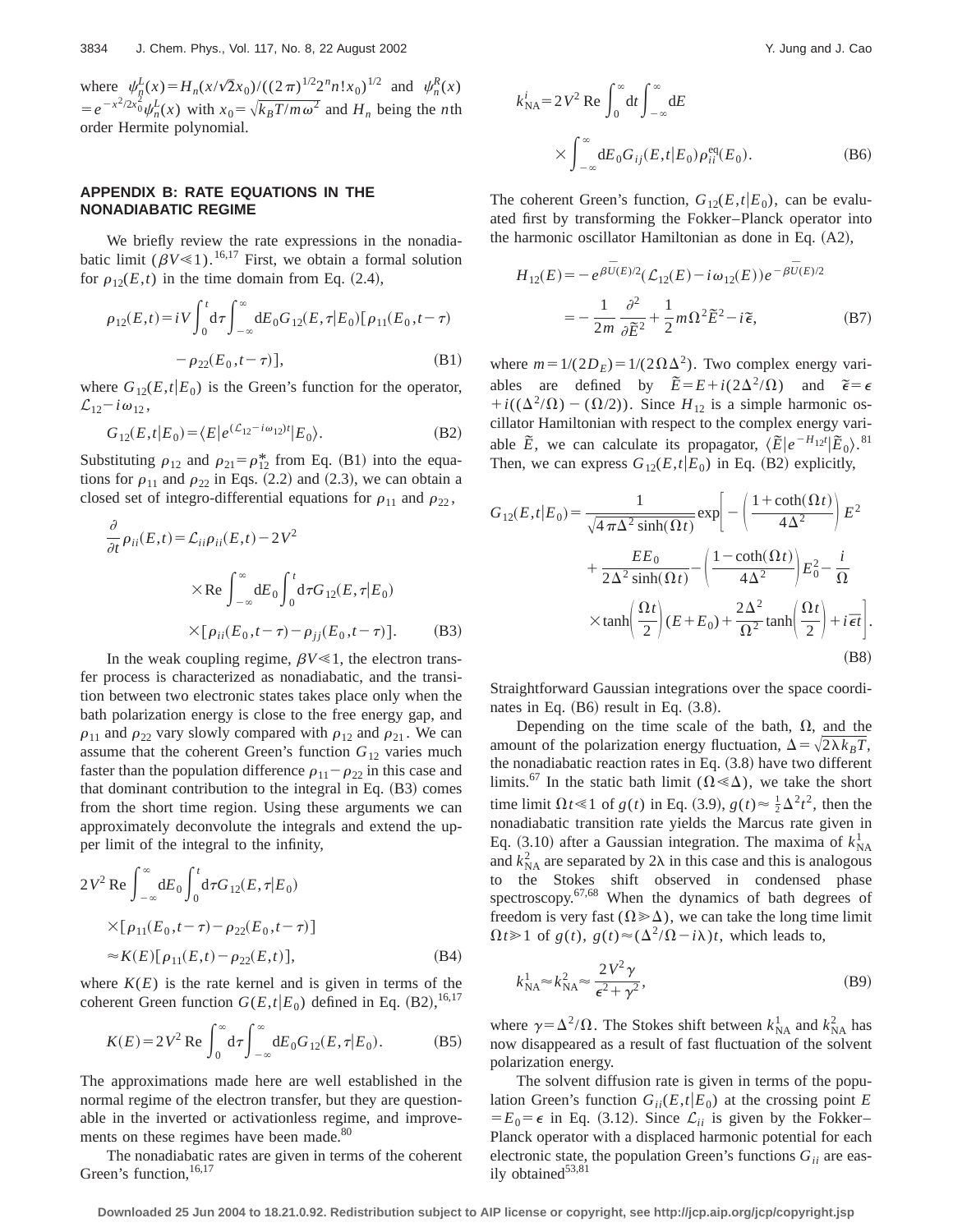where $\psi_n^L(x) = H_n(x/\sqrt{2}x_0)/((2\pi)^{1/2}2^n n! x_0)^{1/2}$ and $\psi_n^R(x) = e^{-x^2/2x_0^2}\psi_n^L(x)$ with $x_0 = \sqrt{k_BT/m\omega^2}$ and $H_n$ being the $n$th order Hermite polynomial.

## APPENDIX B: RATE EQUATIONS IN THE NONADIABATIC REGIME

We briefly review the rate expressions in the nonadiabatic limit ($\beta V \ll 1$).[16,17] First, we obtain a formal solution for $\rho_{12}(E,t)$ in the time domain from Eq. (2.4),

$$\rho_{12}(E,t) = iV\int_0^t d\tau \int_{-\infty}^{\infty} dE_0 G_{12}(E,\tau|E_0)[\rho_{11}(E_0,t-\tau) - \rho_{22}(E_0,t-\tau)], \tag{B1}$$

where $G_{12}(E,t|E_0)$ is the Green's function for the operator, $\mathcal{L}_{12} - i\omega_{12}$,

$$G_{12}(E,t|E_0) = \langle E|e^{(\mathcal{L}_{12}-i\omega_{12})t}|E_0\rangle. \tag{B2}$$

Substituting $\rho_{12}$ and $\rho_{21} = \rho_{12}^*$ from Eq. (B1) into the equations for $\rho_{11}$ and $\rho_{22}$ in Eqs. (2.2) and (2.3), we can obtain a closed set of integro-differential equations for $\rho_{11}$ and $\rho_{22}$,

$$\frac{\partial}{\partial t}\rho_{ii}(E,t) = \mathcal{L}_{ii}\rho_{ii}(E,t) - 2V^2 \times \mathrm{Re}\int_{-\infty}^{\infty} dE_0 \int_0^t d\tau G_{12}(E,\tau|E_0) \times [\rho_{ii}(E_0,t-\tau) - \rho_{jj}(E_0,t-\tau)]. \tag{B3}$$

In the weak coupling regime, $\beta V \ll 1$, the electron transfer process is characterized as nonadiabatic, and the transition between two electronic states takes place only when the bath polarization energy is close to the free energy gap, and $\rho_{11}$ and $\rho_{22}$ vary slowly compared with $\rho_{12}$ and $\rho_{21}$. We can assume that the coherent Green's function $G_{12}$ varies much faster than the population difference $\rho_{11} - \rho_{22}$ in this case and that dominant contribution to the integral in Eq. (B3) comes from the short time region. Using these arguments we can approximately deconvolute the integrals and extend the upper limit of the integral to the infinity,

$$2V^2 \,\mathrm{Re}\int_{-\infty}^{\infty} dE_0 \int_0^t d\tau G_{12}(E,\tau|E_0) \times [\rho_{11}(E_0,t-\tau) - \rho_{22}(E_0,t-\tau)] \approx K(E)[\rho_{11}(E,t) - \rho_{22}(E,t)], \tag{B4}$$

where $K(E)$ is the rate kernel and is given in terms of the coherent Green function $G(E,t|E_0)$ defined in Eq. (B2),[16,17]

$$K(E) = 2V^2 \,\mathrm{Re}\int_0^{\infty} d\tau \int_{-\infty}^{\infty} dE_0 G_{12}(E,\tau|E_0). \tag{B5}$$

The approximations made here are well established in the normal regime of the electron transfer, but they are questionable in the inverted or activationless regime, and improvements on these regimes have been made.[80]

The nonadiabatic rates are given in terms of the coherent Green's function,[16,17]

$$k_{NA}^i = 2V^2 \,\mathrm{Re}\int_0^{\infty} dt \int_{-\infty}^{\infty} dE \times \int_{-\infty}^{\infty} dE_0 G_{ij}(E,t|E_0)\rho_{ii}^{eq}(E_0). \tag{B6}$$

The coherent Green's function, $G_{12}(E,t|E_0)$, can be evaluated first by transforming the Fokker–Planck operator into the harmonic oscillator Hamiltonian as done in Eq. (A2),

$$H_{12}(E) = -e^{\beta\bar{U}(E)/2}(\mathcal{L}_{12}(E) - i\omega_{12}(E))e^{-\beta\bar{U}(E)/2} = -\frac{1}{2m}\frac{\partial^2}{\partial\tilde{E}^2} + \frac{1}{2}m\Omega^2\tilde{E}^2 - i\tilde{\epsilon}, \tag{B7}$$

where $m = 1/(2D_E) = 1/(2\Omega\Delta^2)$. Two complex energy variables are defined by $\tilde{E} = E + i(2\Delta^2/\Omega)$ and $\tilde{\epsilon} = \epsilon + i((\Delta^2/\Omega) - (\Omega/2))$. Since $H_{12}$ is a simple harmonic oscillator Hamiltonian with respect to the complex energy variable $\tilde{E}$, we can calculate its propagator, $\langle\tilde{E}|e^{-H_{12}t}|\tilde{E}_0\rangle$.[81] Then, we can express $G_{12}(E,t|E_0)$ in Eq. (B2) explicitly,

$$G_{12}(E,t|E_0) = \frac{1}{\sqrt{4\pi\Delta^2\sinh(\Omega t)}}\exp\left[-\left(\frac{1+\coth(\Omega t)}{4\Delta^2}\right)E^2 + \frac{EE_0}{2\Delta^2\sinh(\Omega t)} - \left(\frac{1-\coth(\Omega t)}{4\Delta^2}\right)E_0^2 - \frac{i}{\Omega}\times\tanh\left(\frac{\Omega t}{2}\right)(E+E_0) + \frac{2\Delta^2}{\Omega^2}\tanh\left(\frac{\Omega t}{2}\right) + i\bar{\epsilon}t\right]. \tag{B8}$$

Straightforward Gaussian integrations over the space coordinates in Eq. (B6) result in Eq. (3.8).

Depending on the time scale of the bath, $\Omega$, and the amount of the polarization energy fluctuation, $\Delta = \sqrt{2\lambda k_BT}$, the nonadiabatic reaction rates in Eq. (3.8) have two different limits.[67] In the static bath limit ($\Omega \ll \Delta$), we take the short time limit $\Omega t \ll 1$ of $g(t)$ in Eq. (3.9), $g(t) \approx \frac{1}{2}\Delta^2 t^2$, then the nonadiabatic transition rate yields the Marcus rate given in Eq. (3.10) after a Gaussian integration. The maxima of $k_{NA}^1$ and $k_{NA}^2$ are separated by $2\lambda$ in this case and this is analogous to the Stokes shift observed in condensed phase spectroscopy.[67,68] When the dynamics of bath degrees of freedom is very fast ($\Omega \gg \Delta$), we can take the long time limit $\Omega t \gg 1$ of $g(t)$, $g(t) \approx (\Delta^2/\Omega - i\lambda)t$, which leads to,

$$k_{NA}^1 \approx k_{NA}^2 \approx \frac{2V^2\gamma}{\epsilon^2 + \gamma^2}, \tag{B9}$$

where $\gamma = \Delta^2/\Omega$. The Stokes shift between $k_{NA}^1$ and $k_{NA}^2$ has now disappeared as a result of fast fluctuation of the solvent polarization energy.

The solvent diffusion rate is given in terms of the population Green's function $G_{ii}(E,t|E_0)$ at the crossing point $E = E_0 = \epsilon$ in Eq. (3.12). Since $\mathcal{L}_{ii}$ is given by the Fokker–Planck operator with a displaced harmonic potential for each electronic state, the population Green's functions $G_{ii}$ are easily obtained[53,81]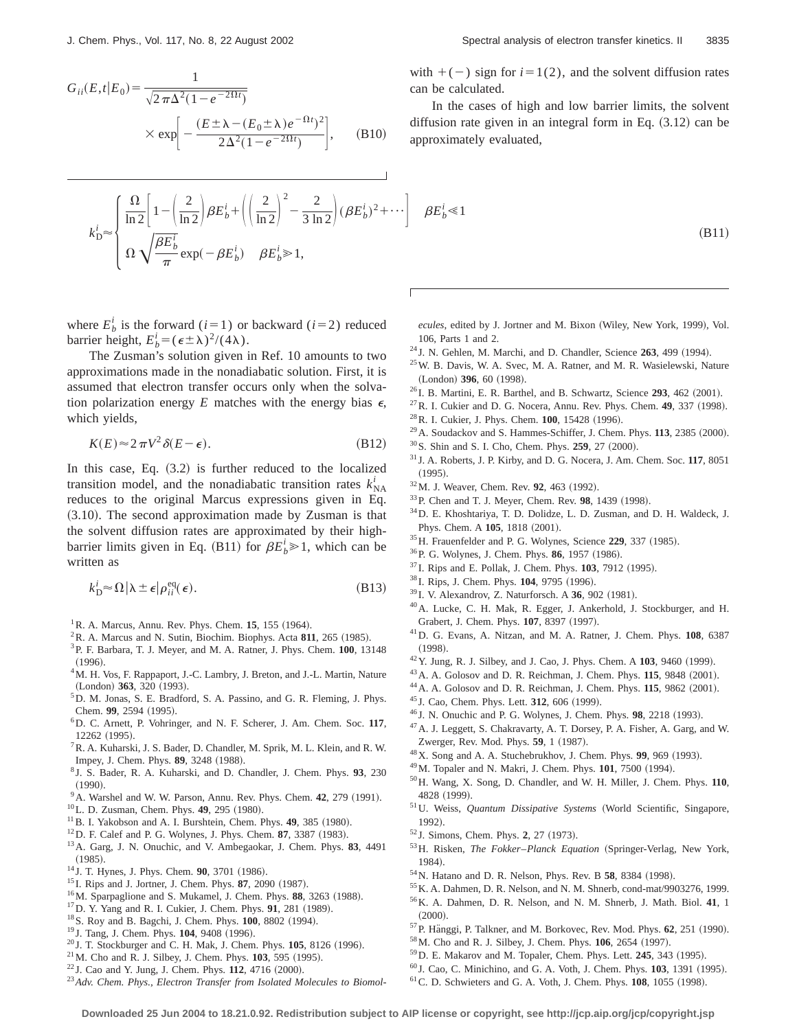$$G_{ii}(E,t|E_0)=\frac{1}{\sqrt{2\pi\Delta^2(1-e^{-2\Omega t})}}\times\exp\left[-\frac{(E\pm\lambda-(E_0\pm\lambda)e^{-\Omega t})^2}{2\Delta^2(1-e^{-2\Omega t})}\right], \qquad \text{(B10)}$$

with $+(-)$ sign for $i=1(2)$, and the solvent diffusion rates can be calculated.

In the cases of high and low barrier limits, the solvent diffusion rate given in an integral form in Eq. (3.12) can be approximately evaluated,

$$k_{\rm D}^i \approx \begin{cases} \dfrac{\Omega}{\ln 2}\left[1-\left(\dfrac{2}{\ln 2}\right)\beta E_b^i+\left(\left(\dfrac{2}{\ln 2}\right)^2-\dfrac{2}{3\ln 2}\right)(\beta E_b^i)^2+\cdots\right] & \beta E_b^i \ll 1 \\ \Omega\sqrt{\dfrac{\beta E_b^i}{\pi}}\exp(-\beta E_b^i) \quad \beta E_b^i \gg 1, & \end{cases} \qquad \text{(B11)}$$

where $E_b^i$ is the forward ($i=1$) or backward ($i=2$) reduced barrier height, $E_b^i=(\epsilon\pm\lambda)^2/(4\lambda)$.

The Zusman's solution given in Ref. 10 amounts to two approximations made in the nonadiabatic solution. First, it is assumed that electron transfer occurs only when the solvation polarization energy $E$ matches with the energy bias $\epsilon$, which yields,

$$K(E)\approx 2\pi V^2\delta(E-\epsilon). \qquad \text{(B12)}$$

In this case, Eq. (3.2) is further reduced to the localized transition model, and the nonadiabatic transition rates $k_{\rm NA}^i$ reduces to the original Marcus expressions given in Eq. (3.10). The second approximation made by Zusman is that the solvent diffusion rates are approximated by their high-barrier limits given in Eq. (B11) for $\beta E_b^i \gg 1$, which can be written as

$$k_{\rm D}^i \approx \Omega|\lambda\pm\epsilon|\rho_{ii}^{\rm eq}(\epsilon). \qquad \text{(B13)}$$

[1] R. A. Marcus, Annu. Rev. Phys. Chem. **15**, 155 (1964).
[2] R. A. Marcus and N. Sutin, Biochim. Biophys. Acta **811**, 265 (1985).
[3] P. F. Barbara, T. J. Meyer, and M. A. Ratner, J. Phys. Chem. **100**, 13148 (1996).
[4] M. H. Vos, F. Rappaport, J.-C. Lambry, J. Breton, and J.-L. Martin, Nature (London) **363**, 320 (1993).
[5] D. M. Jonas, S. E. Bradford, S. A. Passino, and G. R. Fleming, J. Phys. Chem. **99**, 2594 (1995).
[6] D. C. Arnett, P. Vohringer, and N. F. Scherer, J. Am. Chem. Soc. **117**, 12262 (1995).
[7] R. A. Kuharski, J. S. Bader, D. Chandler, M. Sprik, M. L. Klein, and R. W. Impey, J. Chem. Phys. **89**, 3248 (1988).
[8] J. S. Bader, R. A. Kuharski, and D. Chandler, J. Chem. Phys. **93**, 230 (1990).
[9] A. Warshel and W. W. Parson, Annu. Rev. Phys. Chem. **42**, 279 (1991).
[10] L. D. Zusman, Chem. Phys. **49**, 295 (1980).
[11] B. I. Yakobson and A. I. Burshtein, Chem. Phys. **49**, 385 (1980).
[12] D. F. Calef and P. G. Wolynes, J. Phys. Chem. **87**, 3387 (1983).
[13] A. Garg, J. N. Onuchic, and V. Ambegaokar, J. Chem. Phys. **83**, 4491 (1985).
[14] J. T. Hynes, J. Phys. Chem. **90**, 3701 (1986).
[15] I. Rips and J. Jortner, J. Chem. Phys. **87**, 2090 (1987).
[16] M. Sparpaglione and S. Mukamel, J. Chem. Phys. **88**, 3263 (1988).
[17] D. Y. Yang and R. I. Cukier, J. Chem. Phys. **91**, 281 (1989).
[18] S. Roy and B. Bagchi, J. Chem. Phys. **100**, 8802 (1994).
[19] J. Tang, J. Chem. Phys. **104**, 9408 (1996).
[20] J. T. Stockburger and C. H. Mak, J. Chem. Phys. **105**, 8126 (1996).
[21] M. Cho and R. J. Silbey, J. Chem. Phys. **103**, 595 (1995).
[22] J. Cao and Y. Jung, J. Chem. Phys. **112**, 4716 (2000).
[23] *Adv. Chem. Phys., Electron Transfer from Isolated Molecules to Biomolecules*, edited by J. Jortner and M. Bixon (Wiley, New York, 1999), Vol. 106, Parts 1 and 2.
[24] J. N. Gehlen, M. Marchi, and D. Chandler, Science **263**, 499 (1994).
[25] W. B. Davis, W. A. Svec, M. A. Ratner, and M. R. Wasielewski, Nature (London) **396**, 60 (1998).
[26] I. B. Martini, E. R. Barthel, and B. Schwartz, Science **293**, 462 (2001).
[27] R. I. Cukier and D. G. Nocera, Annu. Rev. Phys. Chem. **49**, 337 (1998).
[28] R. I. Cukier, J. Phys. Chem. **100**, 15428 (1996).
[29] A. Soudackov and S. Hammes-Schiffer, J. Chem. Phys. **113**, 2385 (2000).
[30] S. Shin and S. I. Cho, Chem. Phys. **259**, 27 (2000).
[31] J. A. Roberts, J. P. Kirby, and D. G. Nocera, J. Am. Chem. Soc. **117**, 8051 (1995).
[32] M. J. Weaver, Chem. Rev. **92**, 463 (1992).
[33] P. Chen and T. J. Meyer, Chem. Rev. **98**, 1439 (1998).
[34] D. E. Khoshtariya, T. D. Dolidze, L. D. Zusman, and D. H. Waldeck, J. Phys. Chem. A **105**, 1818 (2001).
[35] H. Frauenfelder and P. G. Wolynes, Science **229**, 337 (1985).
[36] P. G. Wolynes, J. Chem. Phys. **86**, 1957 (1986).
[37] I. Rips and E. Pollak, J. Chem. Phys. **103**, 7912 (1995).
[38] I. Rips, J. Chem. Phys. **104**, 9795 (1996).
[39] I. V. Alexandrov, Z. Naturforsch. A **36**, 902 (1981).
[40] A. Lucke, C. H. Mak, R. Egger, J. Ankerhold, J. Stockburger, and H. Grabert, J. Chem. Phys. **107**, 8397 (1997).
[41] D. G. Evans, A. Nitzan, and M. A. Ratner, J. Chem. Phys. **108**, 6387 (1998).
[42] Y. Jung, R. J. Silbey, and J. Cao, J. Phys. Chem. A **103**, 9460 (1999).
[43] A. A. Golosov and D. R. Reichman, J. Chem. Phys. **115**, 9848 (2001).
[44] A. A. Golosov and D. R. Reichman, J. Chem. Phys. **115**, 9862 (2001).
[45] J. Cao, Chem. Phys. Lett. **312**, 606 (1999).
[46] J. N. Onuchic and P. G. Wolynes, J. Chem. Phys. **98**, 2218 (1993).
[47] A. J. Leggett, S. Chakravarty, A. T. Dorsey, P. A. Fisher, A. Garg, and W. Zwerger, Rev. Mod. Phys. **59**, 1 (1987).
[48] X. Song and A. A. Stuchebrukhov, J. Chem. Phys. **99**, 969 (1993).
[49] M. Topaler and N. Makri, J. Chem. Phys. **101**, 7500 (1994).
[50] H. Wang, X. Song, D. Chandler, and W. H. Miller, J. Chem. Phys. **110**, 4828 (1999).
[51] U. Weiss, *Quantum Dissipative Systems* (World Scientific, Singapore, 1992).
[52] J. Simons, Chem. Phys. **2**, 27 (1973).
[53] H. Risken, *The Fokker–Planck Equation* (Springer-Verlag, New York, 1984).
[54] N. Hatano and D. R. Nelson, Phys. Rev. B **58**, 8384 (1998).
[55] K. A. Dahmen, D. R. Nelson, and N. M. Shnerb, cond-mat/9903276, 1999.
[56] K. A. Dahmen, D. R. Nelson, and N. M. Shnerb, J. Math. Biol. **41**, 1 (2000).
[57] P. Hänggi, P. Talkner, and M. Borkovec, Rev. Mod. Phys. **62**, 251 (1990).
[58] M. Cho and R. J. Silbey, J. Chem. Phys. **106**, 2654 (1997).
[59] D. E. Makarov and M. Topaler, Chem. Phys. Lett. **245**, 343 (1995).
[60] J. Cao, C. Minichino, and G. A. Voth, J. Chem. Phys. **103**, 1391 (1995).
[61] C. D. Schwieters and G. A. Voth, J. Chem. Phys. **108**, 1055 (1998).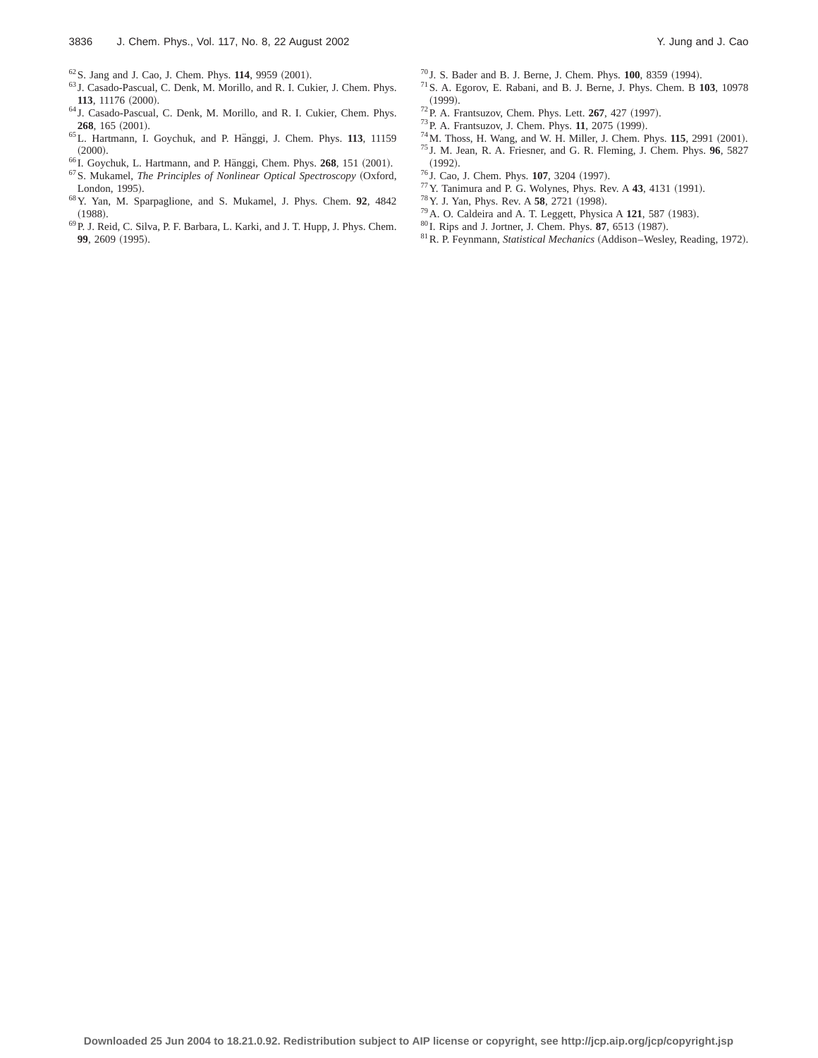[62] S. Jang and J. Cao, J. Chem. Phys. **114**, 9959 (2001).

[63] J. Casado-Pascual, C. Denk, M. Morillo, and R. I. Cukier, J. Chem. Phys. **113**, 11176 (2000).

[64] J. Casado-Pascual, C. Denk, M. Morillo, and R. I. Cukier, Chem. Phys. **268**, 165 (2001).

[65] L. Hartmann, I. Goychuk, and P. Hänggi, J. Chem. Phys. **113**, 11159 (2000).

[66] I. Goychuk, L. Hartmann, and P. Hänggi, Chem. Phys. **268**, 151 (2001).

[67] S. Mukamel, *The Principles of Nonlinear Optical Spectroscopy* (Oxford, London, 1995).

[68] Y. Yan, M. Sparpaglione, and S. Mukamel, J. Phys. Chem. **92**, 4842 (1988).

[69] P. J. Reid, C. Silva, P. F. Barbara, L. Karki, and J. T. Hupp, J. Phys. Chem. **99**, 2609 (1995).

[70] J. S. Bader and B. J. Berne, J. Chem. Phys. **100**, 8359 (1994).

[71] S. A. Egorov, E. Rabani, and B. J. Berne, J. Phys. Chem. B **103**, 10978 (1999).

[72] P. A. Frantsuzov, Chem. Phys. Lett. **267**, 427 (1997).

[73] P. A. Frantsuzov, J. Chem. Phys. **11**, 2075 (1999).

[74] M. Thoss, H. Wang, and W. H. Miller, J. Chem. Phys. **115**, 2991 (2001).

[75] J. M. Jean, R. A. Friesner, and G. R. Fleming, J. Chem. Phys. **96**, 5827 (1992).

[76] J. Cao, J. Chem. Phys. **107**, 3204 (1997).

[77] Y. Tanimura and P. G. Wolynes, Phys. Rev. A **43**, 4131 (1991).

[78] Y. J. Yan, Phys. Rev. A **58**, 2721 (1998).

[79] A. O. Caldeira and A. T. Leggett, Physica A **121**, 587 (1983).

[80] I. Rips and J. Jortner, J. Chem. Phys. **87**, 6513 (1987).

[81] R. P. Feynmann, *Statistical Mechanics* (Addison–Wesley, Reading, 1972).